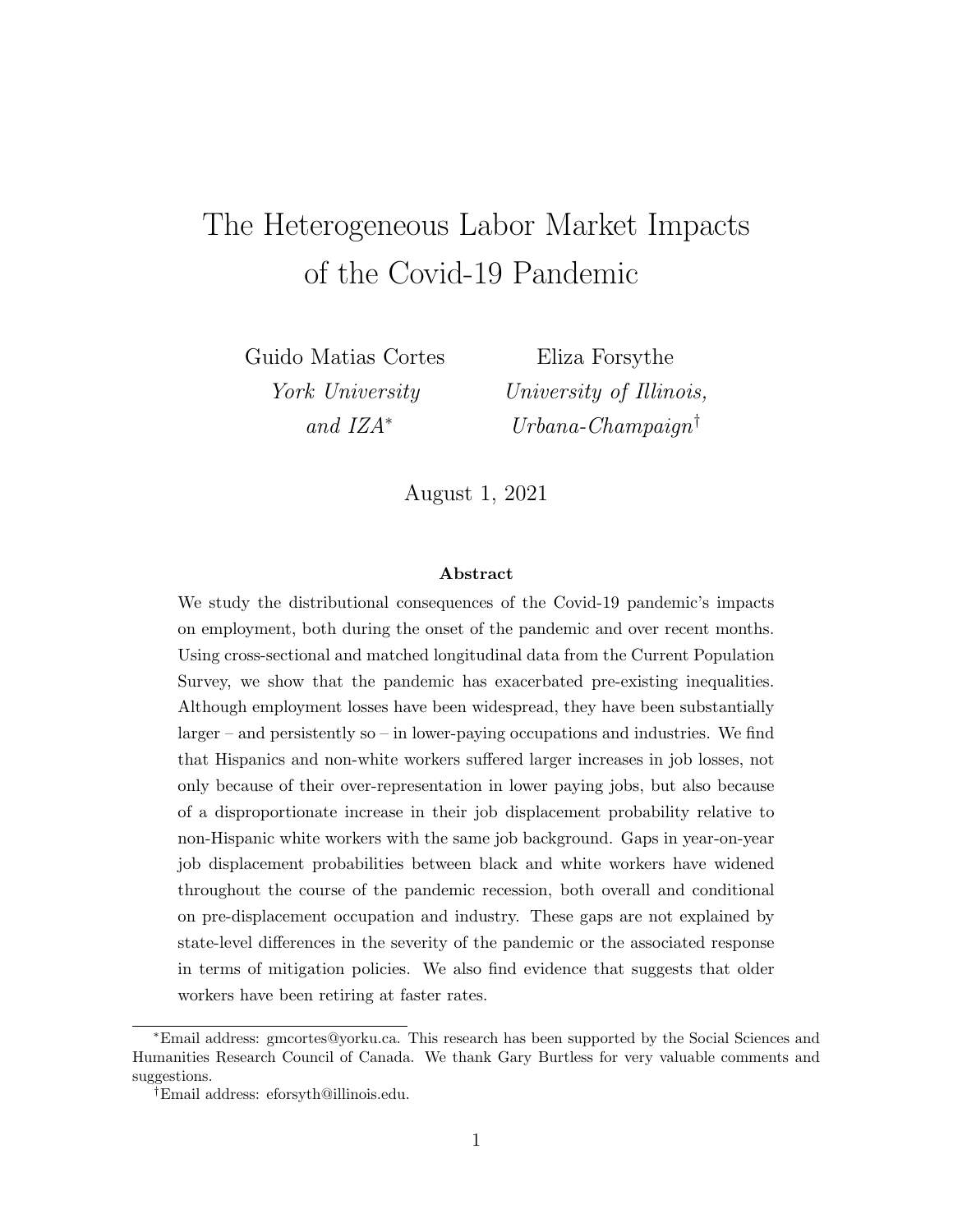# The Heterogeneous Labor Market Impacts of the Covid-19 Pandemic

Guido Matias Cortes
*York University and IZA*[*]

Eliza Forsythe
*University of Illinois, Urbana-Champaign*[†]

August 1, 2021

### Abstract

We study the distributional consequences of the Covid-19 pandemic's impacts on employment, both during the onset of the pandemic and over recent months. Using cross-sectional and matched longitudinal data from the Current Population Survey, we show that the pandemic has exacerbated pre-existing inequalities. Although employment losses have been widespread, they have been substantially larger – and persistently so – in lower-paying occupations and industries. We find that Hispanics and non-white workers suffered larger increases in job losses, not only because of their over-representation in lower paying jobs, but also because of a disproportionate increase in their job displacement probability relative to non-Hispanic white workers with the same job background. Gaps in year-on-year job displacement probabilities between black and white workers have widened throughout the course of the pandemic recession, both overall and conditional on pre-displacement occupation and industry. These gaps are not explained by state-level differences in the severity of the pandemic or the associated response in terms of mitigation policies. We also find evidence that suggests that older workers have been retiring at faster rates.

---

[*] Email address: gmcortes@yorku.ca. This research has been supported by the Social Sciences and Humanities Research Council of Canada. We thank Gary Burtless for very valuable comments and suggestions.

[†] Email address: eforsyth@illinois.edu.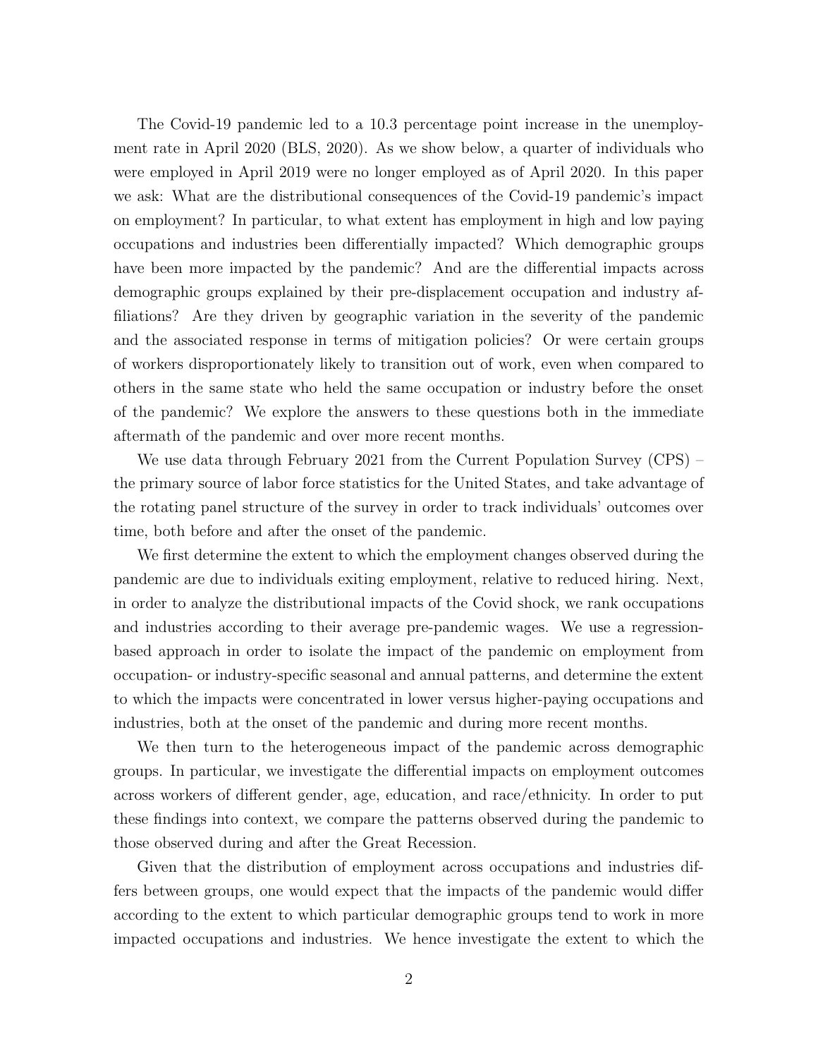The Covid-19 pandemic led to a 10.3 percentage point increase in the unemployment rate in April 2020 (BLS, 2020). As we show below, a quarter of individuals who were employed in April 2019 were no longer employed as of April 2020. In this paper we ask: What are the distributional consequences of the Covid-19 pandemic's impact on employment? In particular, to what extent has employment in high and low paying occupations and industries been differentially impacted? Which demographic groups have been more impacted by the pandemic? And are the differential impacts across demographic groups explained by their pre-displacement occupation and industry affiliations? Are they driven by geographic variation in the severity of the pandemic and the associated response in terms of mitigation policies? Or were certain groups of workers disproportionately likely to transition out of work, even when compared to others in the same state who held the same occupation or industry before the onset of the pandemic? We explore the answers to these questions both in the immediate aftermath of the pandemic and over more recent months.

We use data through February 2021 from the Current Population Survey (CPS) – the primary source of labor force statistics for the United States, and take advantage of the rotating panel structure of the survey in order to track individuals' outcomes over time, both before and after the onset of the pandemic.

We first determine the extent to which the employment changes observed during the pandemic are due to individuals exiting employment, relative to reduced hiring. Next, in order to analyze the distributional impacts of the Covid shock, we rank occupations and industries according to their average pre-pandemic wages. We use a regression-based approach in order to isolate the impact of the pandemic on employment from occupation- or industry-specific seasonal and annual patterns, and determine the extent to which the impacts were concentrated in lower versus higher-paying occupations and industries, both at the onset of the pandemic and during more recent months.

We then turn to the heterogeneous impact of the pandemic across demographic groups. In particular, we investigate the differential impacts on employment outcomes across workers of different gender, age, education, and race/ethnicity. In order to put these findings into context, we compare the patterns observed during the pandemic to those observed during and after the Great Recession.

Given that the distribution of employment across occupations and industries differs between groups, one would expect that the impacts of the pandemic would differ according to the extent to which particular demographic groups tend to work in more impacted occupations and industries. We hence investigate the extent to which the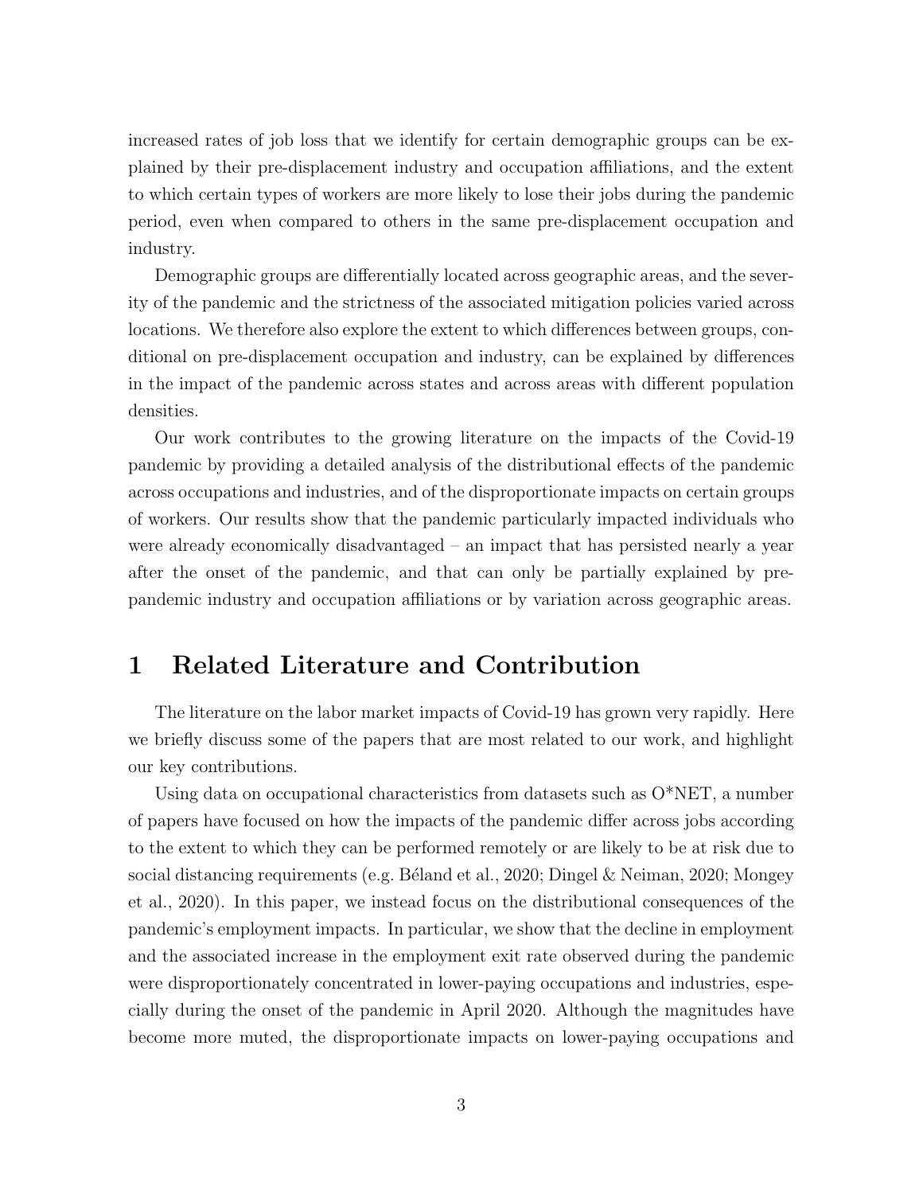increased rates of job loss that we identify for certain demographic groups can be explained by their pre-displacement industry and occupation affiliations, and the extent to which certain types of workers are more likely to lose their jobs during the pandemic period, even when compared to others in the same pre-displacement occupation and industry.

Demographic groups are differentially located across geographic areas, and the severity of the pandemic and the strictness of the associated mitigation policies varied across locations. We therefore also explore the extent to which differences between groups, conditional on pre-displacement occupation and industry, can be explained by differences in the impact of the pandemic across states and across areas with different population densities.

Our work contributes to the growing literature on the impacts of the Covid-19 pandemic by providing a detailed analysis of the distributional effects of the pandemic across occupations and industries, and of the disproportionate impacts on certain groups of workers. Our results show that the pandemic particularly impacted individuals who were already economically disadvantaged – an impact that has persisted nearly a year after the onset of the pandemic, and that can only be partially explained by pre-pandemic industry and occupation affiliations or by variation across geographic areas.

# 1 Related Literature and Contribution

The literature on the labor market impacts of Covid-19 has grown very rapidly. Here we briefly discuss some of the papers that are most related to our work, and highlight our key contributions.

Using data on occupational characteristics from datasets such as O*NET, a number of papers have focused on how the impacts of the pandemic differ across jobs according to the extent to which they can be performed remotely or are likely to be at risk due to social distancing requirements (e.g. Béland et al., 2020; Dingel & Neiman, 2020; Mongey et al., 2020). In this paper, we instead focus on the distributional consequences of the pandemic's employment impacts. In particular, we show that the decline in employment and the associated increase in the employment exit rate observed during the pandemic were disproportionately concentrated in lower-paying occupations and industries, especially during the onset of the pandemic in April 2020. Although the magnitudes have become more muted, the disproportionate impacts on lower-paying occupations and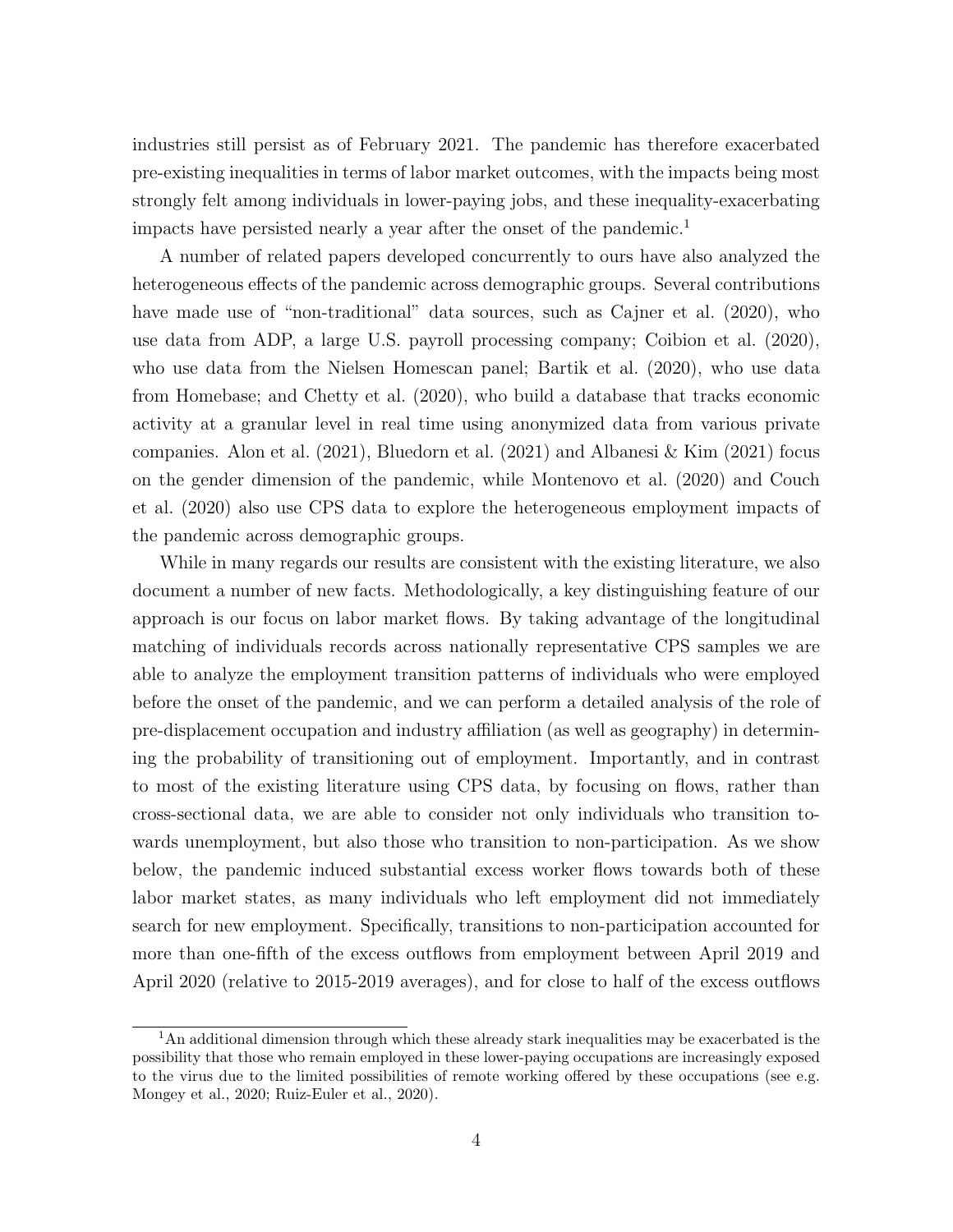industries still persist as of February 2021. The pandemic has therefore exacerbated pre-existing inequalities in terms of labor market outcomes, with the impacts being most strongly felt among individuals in lower-paying jobs, and these inequality-exacerbating impacts have persisted nearly a year after the onset of the pandemic.[1]

A number of related papers developed concurrently to ours have also analyzed the heterogeneous effects of the pandemic across demographic groups. Several contributions have made use of "non-traditional" data sources, such as Cajner et al. (2020), who use data from ADP, a large U.S. payroll processing company; Coibion et al. (2020), who use data from the Nielsen Homescan panel; Bartik et al. (2020), who use data from Homebase; and Chetty et al. (2020), who build a database that tracks economic activity at a granular level in real time using anonymized data from various private companies. Alon et al. (2021), Bluedorn et al. (2021) and Albanesi & Kim (2021) focus on the gender dimension of the pandemic, while Montenovo et al. (2020) and Couch et al. (2020) also use CPS data to explore the heterogeneous employment impacts of the pandemic across demographic groups.

While in many regards our results are consistent with the existing literature, we also document a number of new facts. Methodologically, a key distinguishing feature of our approach is our focus on labor market flows. By taking advantage of the longitudinal matching of individuals records across nationally representative CPS samples we are able to analyze the employment transition patterns of individuals who were employed before the onset of the pandemic, and we can perform a detailed analysis of the role of pre-displacement occupation and industry affiliation (as well as geography) in determining the probability of transitioning out of employment. Importantly, and in contrast to most of the existing literature using CPS data, by focusing on flows, rather than cross-sectional data, we are able to consider not only individuals who transition towards unemployment, but also those who transition to non-participation. As we show below, the pandemic induced substantial excess worker flows towards both of these labor market states, as many individuals who left employment did not immediately search for new employment. Specifically, transitions to non-participation accounted for more than one-fifth of the excess outflows from employment between April 2019 and April 2020 (relative to 2015-2019 averages), and for close to half of the excess outflows

[1] An additional dimension through which these already stark inequalities may be exacerbated is the possibility that those who remain employed in these lower-paying occupations are increasingly exposed to the virus due to the limited possibilities of remote working offered by these occupations (see e.g. Mongey et al., 2020; Ruiz-Euler et al., 2020).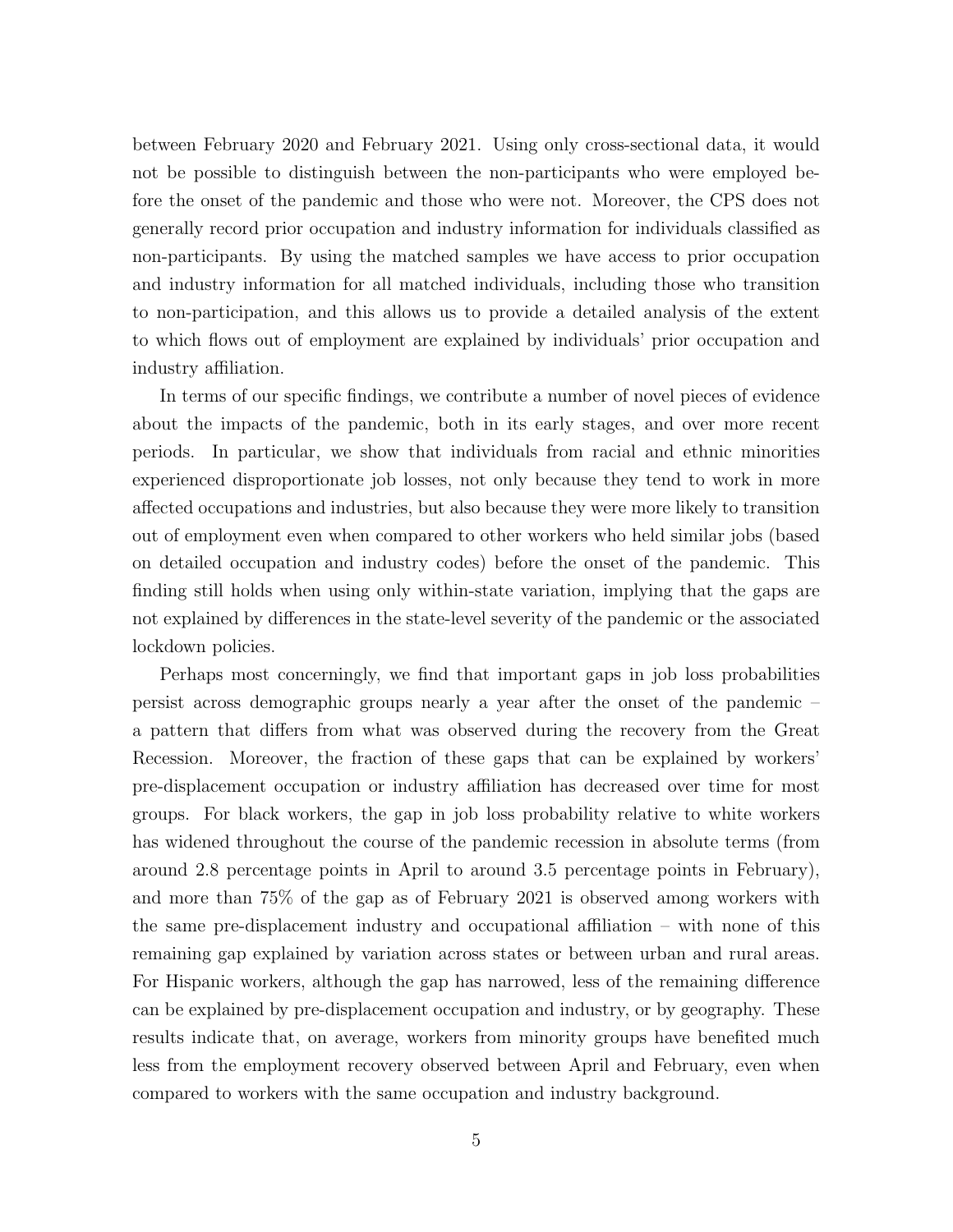between February 2020 and February 2021. Using only cross-sectional data, it would not be possible to distinguish between the non-participants who were employed before the onset of the pandemic and those who were not. Moreover, the CPS does not generally record prior occupation and industry information for individuals classified as non-participants. By using the matched samples we have access to prior occupation and industry information for all matched individuals, including those who transition to non-participation, and this allows us to provide a detailed analysis of the extent to which flows out of employment are explained by individuals' prior occupation and industry affiliation.

In terms of our specific findings, we contribute a number of novel pieces of evidence about the impacts of the pandemic, both in its early stages, and over more recent periods. In particular, we show that individuals from racial and ethnic minorities experienced disproportionate job losses, not only because they tend to work in more affected occupations and industries, but also because they were more likely to transition out of employment even when compared to other workers who held similar jobs (based on detailed occupation and industry codes) before the onset of the pandemic. This finding still holds when using only within-state variation, implying that the gaps are not explained by differences in the state-level severity of the pandemic or the associated lockdown policies.

Perhaps most concerningly, we find that important gaps in job loss probabilities persist across demographic groups nearly a year after the onset of the pandemic – a pattern that differs from what was observed during the recovery from the Great Recession. Moreover, the fraction of these gaps that can be explained by workers' pre-displacement occupation or industry affiliation has decreased over time for most groups. For black workers, the gap in job loss probability relative to white workers has widened throughout the course of the pandemic recession in absolute terms (from around 2.8 percentage points in April to around 3.5 percentage points in February), and more than 75% of the gap as of February 2021 is observed among workers with the same pre-displacement industry and occupational affiliation – with none of this remaining gap explained by variation across states or between urban and rural areas. For Hispanic workers, although the gap has narrowed, less of the remaining difference can be explained by pre-displacement occupation and industry, or by geography. These results indicate that, on average, workers from minority groups have benefited much less from the employment recovery observed between April and February, even when compared to workers with the same occupation and industry background.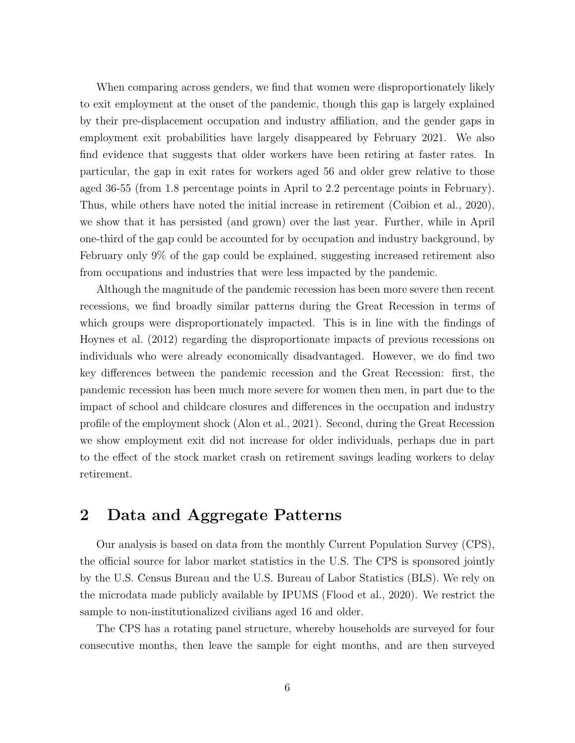When comparing across genders, we find that women were disproportionately likely to exit employment at the onset of the pandemic, though this gap is largely explained by their pre-displacement occupation and industry affiliation, and the gender gaps in employment exit probabilities have largely disappeared by February 2021. We also find evidence that suggests that older workers have been retiring at faster rates. In particular, the gap in exit rates for workers aged 56 and older grew relative to those aged 36-55 (from 1.8 percentage points in April to 2.2 percentage points in February). Thus, while others have noted the initial increase in retirement (Coibion et al., 2020), we show that it has persisted (and grown) over the last year. Further, while in April one-third of the gap could be accounted for by occupation and industry background, by February only 9% of the gap could be explained, suggesting increased retirement also from occupations and industries that were less impacted by the pandemic.

Although the magnitude of the pandemic recession has been more severe then recent recessions, we find broadly similar patterns during the Great Recession in terms of which groups were disproportionately impacted. This is in line with the findings of Hoynes et al. (2012) regarding the disproportionate impacts of previous recessions on individuals who were already economically disadvantaged. However, we do find two key differences between the pandemic recession and the Great Recession: first, the pandemic recession has been much more severe for women then men, in part due to the impact of school and childcare closures and differences in the occupation and industry profile of the employment shock (Alon et al., 2021). Second, during the Great Recession we show employment exit did not increase for older individuals, perhaps due in part to the effect of the stock market crash on retirement savings leading workers to delay retirement.

## 2 Data and Aggregate Patterns

Our analysis is based on data from the monthly Current Population Survey (CPS), the official source for labor market statistics in the U.S. The CPS is sponsored jointly by the U.S. Census Bureau and the U.S. Bureau of Labor Statistics (BLS). We rely on the microdata made publicly available by IPUMS (Flood et al., 2020). We restrict the sample to non-institutionalized civilians aged 16 and older.

The CPS has a rotating panel structure, whereby households are surveyed for four consecutive months, then leave the sample for eight months, and are then surveyed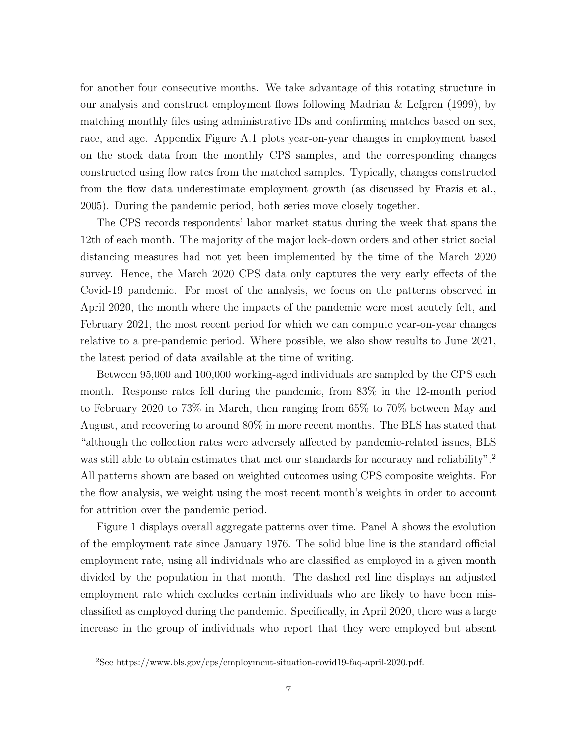for another four consecutive months. We take advantage of this rotating structure in our analysis and construct employment flows following Madrian & Lefgren (1999), by matching monthly files using administrative IDs and confirming matches based on sex, race, and age. Appendix Figure A.1 plots year-on-year changes in employment based on the stock data from the monthly CPS samples, and the corresponding changes constructed using flow rates from the matched samples. Typically, changes constructed from the flow data underestimate employment growth (as discussed by Frazis et al., 2005). During the pandemic period, both series move closely together.

The CPS records respondents' labor market status during the week that spans the 12th of each month. The majority of the major lock-down orders and other strict social distancing measures had not yet been implemented by the time of the March 2020 survey. Hence, the March 2020 CPS data only captures the very early effects of the Covid-19 pandemic. For most of the analysis, we focus on the patterns observed in April 2020, the month where the impacts of the pandemic were most acutely felt, and February 2021, the most recent period for which we can compute year-on-year changes relative to a pre-pandemic period. Where possible, we also show results to June 2021, the latest period of data available at the time of writing.

Between 95,000 and 100,000 working-aged individuals are sampled by the CPS each month. Response rates fell during the pandemic, from 83% in the 12-month period to February 2020 to 73% in March, then ranging from 65% to 70% between May and August, and recovering to around 80% in more recent months. The BLS has stated that "although the collection rates were adversely affected by pandemic-related issues, BLS was still able to obtain estimates that met our standards for accuracy and reliability".[2] All patterns shown are based on weighted outcomes using CPS composite weights. For the flow analysis, we weight using the most recent month's weights in order to account for attrition over the pandemic period.

Figure 1 displays overall aggregate patterns over time. Panel A shows the evolution of the employment rate since January 1976. The solid blue line is the standard official employment rate, using all individuals who are classified as employed in a given month divided by the population in that month. The dashed red line displays an adjusted employment rate which excludes certain individuals who are likely to have been misclassified as employed during the pandemic. Specifically, in April 2020, there was a large increase in the group of individuals who report that they were employed but absent

[2]See https://www.bls.gov/cps/employment-situation-covid19-faq-april-2020.pdf.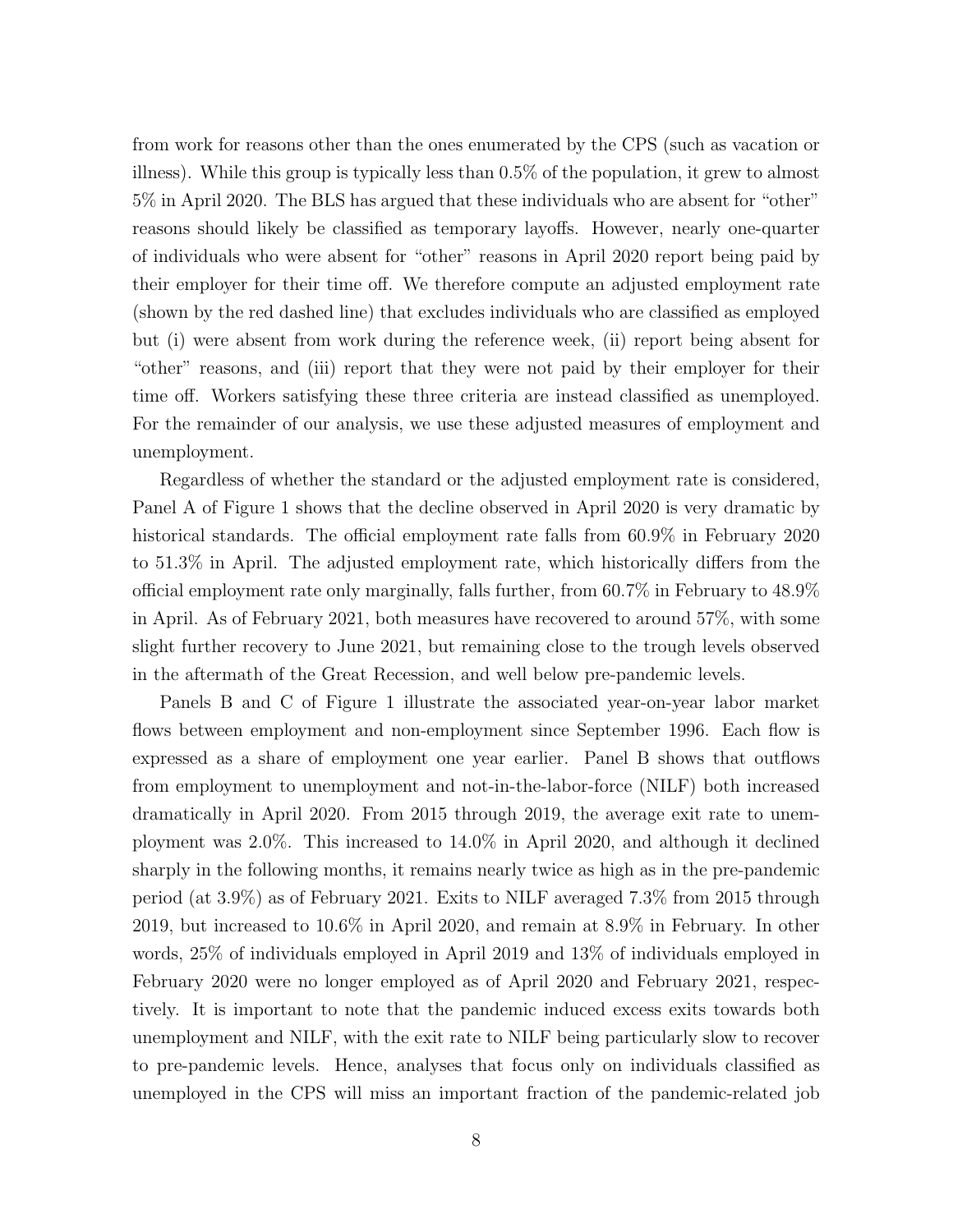from work for reasons other than the ones enumerated by the CPS (such as vacation or illness). While this group is typically less than 0.5% of the population, it grew to almost 5% in April 2020. The BLS has argued that these individuals who are absent for "other" reasons should likely be classified as temporary layoffs. However, nearly one-quarter of individuals who were absent for "other" reasons in April 2020 report being paid by their employer for their time off. We therefore compute an adjusted employment rate (shown by the red dashed line) that excludes individuals who are classified as employed but (i) were absent from work during the reference week, (ii) report being absent for "other" reasons, and (iii) report that they were not paid by their employer for their time off. Workers satisfying these three criteria are instead classified as unemployed. For the remainder of our analysis, we use these adjusted measures of employment and unemployment.

Regardless of whether the standard or the adjusted employment rate is considered, Panel A of Figure 1 shows that the decline observed in April 2020 is very dramatic by historical standards. The official employment rate falls from 60.9% in February 2020 to 51.3% in April. The adjusted employment rate, which historically differs from the official employment rate only marginally, falls further, from 60.7% in February to 48.9% in April. As of February 2021, both measures have recovered to around 57%, with some slight further recovery to June 2021, but remaining close to the trough levels observed in the aftermath of the Great Recession, and well below pre-pandemic levels.

Panels B and C of Figure 1 illustrate the associated year-on-year labor market flows between employment and non-employment since September 1996. Each flow is expressed as a share of employment one year earlier. Panel B shows that outflows from employment to unemployment and not-in-the-labor-force (NILF) both increased dramatically in April 2020. From 2015 through 2019, the average exit rate to unemployment was 2.0%. This increased to 14.0% in April 2020, and although it declined sharply in the following months, it remains nearly twice as high as in the pre-pandemic period (at 3.9%) as of February 2021. Exits to NILF averaged 7.3% from 2015 through 2019, but increased to 10.6% in April 2020, and remain at 8.9% in February. In other words, 25% of individuals employed in April 2019 and 13% of individuals employed in February 2020 were no longer employed as of April 2020 and February 2021, respectively. It is important to note that the pandemic induced excess exits towards both unemployment and NILF, with the exit rate to NILF being particularly slow to recover to pre-pandemic levels. Hence, analyses that focus only on individuals classified as unemployed in the CPS will miss an important fraction of the pandemic-related job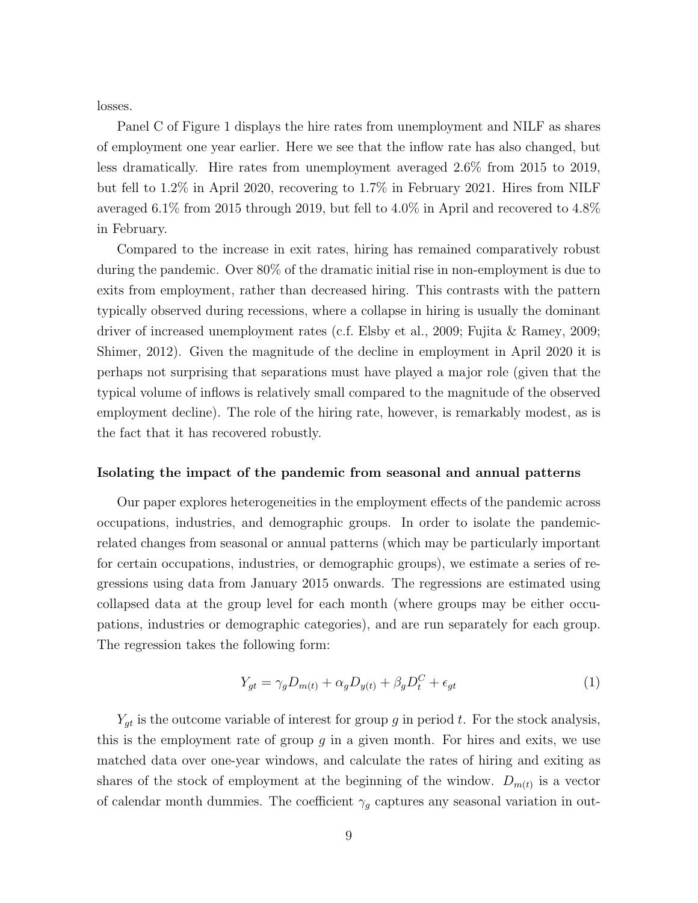losses.

Panel C of Figure 1 displays the hire rates from unemployment and NILF as shares of employment one year earlier. Here we see that the inflow rate has also changed, but less dramatically. Hire rates from unemployment averaged 2.6% from 2015 to 2019, but fell to 1.2% in April 2020, recovering to 1.7% in February 2021. Hires from NILF averaged 6.1% from 2015 through 2019, but fell to 4.0% in April and recovered to 4.8% in February.

Compared to the increase in exit rates, hiring has remained comparatively robust during the pandemic. Over 80% of the dramatic initial rise in non-employment is due to exits from employment, rather than decreased hiring. This contrasts with the pattern typically observed during recessions, where a collapse in hiring is usually the dominant driver of increased unemployment rates (c.f. Elsby et al., 2009; Fujita & Ramey, 2009; Shimer, 2012). Given the magnitude of the decline in employment in April 2020 it is perhaps not surprising that separations must have played a major role (given that the typical volume of inflows is relatively small compared to the magnitude of the observed employment decline). The role of the hiring rate, however, is remarkably modest, as is the fact that it has recovered robustly.

**Isolating the impact of the pandemic from seasonal and annual patterns**

Our paper explores heterogeneities in the employment effects of the pandemic across occupations, industries, and demographic groups. In order to isolate the pandemic-related changes from seasonal or annual patterns (which may be particularly important for certain occupations, industries, or demographic groups), we estimate a series of regressions using data from January 2015 onwards. The regressions are estimated using collapsed data at the group level for each month (where groups may be either occupations, industries or demographic categories), and are run separately for each group. The regression takes the following form:

$$Y_{gt} = \gamma_g D_{m(t)} + \alpha_g D_{y(t)} + \beta_g D_t^C + \epsilon_{gt} \tag{1}$$

$Y_{gt}$ is the outcome variable of interest for group $g$ in period $t$. For the stock analysis, this is the employment rate of group $g$ in a given month. For hires and exits, we use matched data over one-year windows, and calculate the rates of hiring and exiting as shares of the stock of employment at the beginning of the window. $D_{m(t)}$ is a vector of calendar month dummies. The coefficient $\gamma_g$ captures any seasonal variation in out-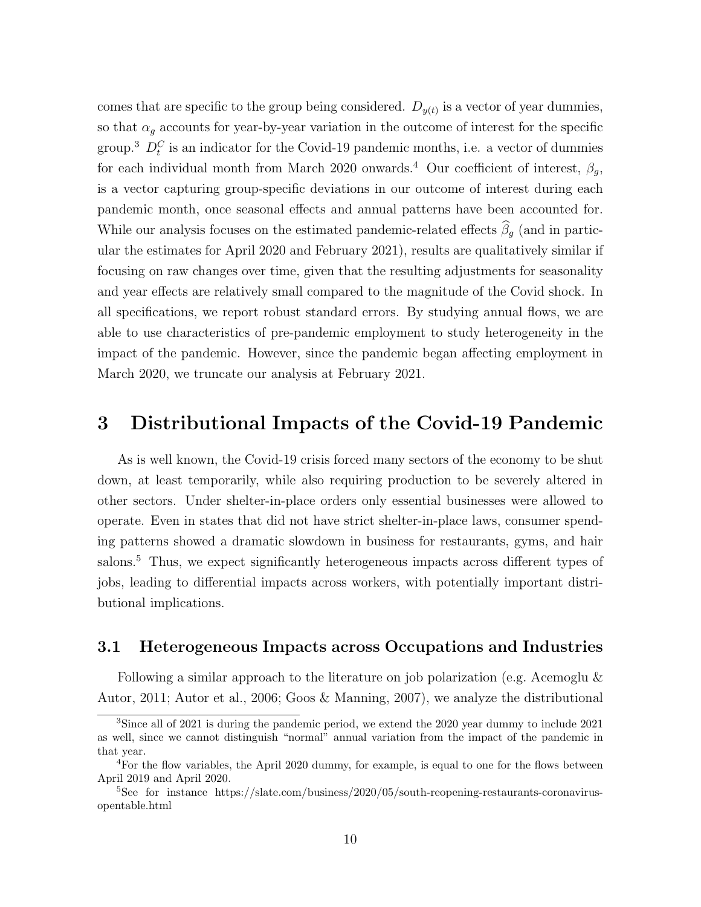comes that are specific to the group being considered. $D_{y(t)}$ is a vector of year dummies, so that $\alpha_g$ accounts for year-by-year variation in the outcome of interest for the specific group.[3] $D_t^C$ is an indicator for the Covid-19 pandemic months, i.e. a vector of dummies for each individual month from March 2020 onwards.[4] Our coefficient of interest, $\beta_g$, is a vector capturing group-specific deviations in our outcome of interest during each pandemic month, once seasonal effects and annual patterns have been accounted for. While our analysis focuses on the estimated pandemic-related effects $\widehat{\beta}_g$ (and in particular the estimates for April 2020 and February 2021), results are qualitatively similar if focusing on raw changes over time, given that the resulting adjustments for seasonality and year effects are relatively small compared to the magnitude of the Covid shock. In all specifications, we report robust standard errors. By studying annual flows, we are able to use characteristics of pre-pandemic employment to study heterogeneity in the impact of the pandemic. However, since the pandemic began affecting employment in March 2020, we truncate our analysis at February 2021.

# 3 Distributional Impacts of the Covid-19 Pandemic

As is well known, the Covid-19 crisis forced many sectors of the economy to be shut down, at least temporarily, while also requiring production to be severely altered in other sectors. Under shelter-in-place orders only essential businesses were allowed to operate. Even in states that did not have strict shelter-in-place laws, consumer spending patterns showed a dramatic slowdown in business for restaurants, gyms, and hair salons.[5] Thus, we expect significantly heterogeneous impacts across different types of jobs, leading to differential impacts across workers, with potentially important distributional implications.

## 3.1 Heterogeneous Impacts across Occupations and Industries

Following a similar approach to the literature on job polarization (e.g. Acemoglu & Autor, 2011; Autor et al., 2006; Goos & Manning, 2007), we analyze the distributional

---

[3] Since all of 2021 is during the pandemic period, we extend the 2020 year dummy to include 2021 as well, since we cannot distinguish "normal" annual variation from the impact of the pandemic in that year.

[4] For the flow variables, the April 2020 dummy, for example, is equal to one for the flows between April 2019 and April 2020.

[5] See for instance https://slate.com/business/2020/05/south-reopening-restaurants-coronavirus-opentable.html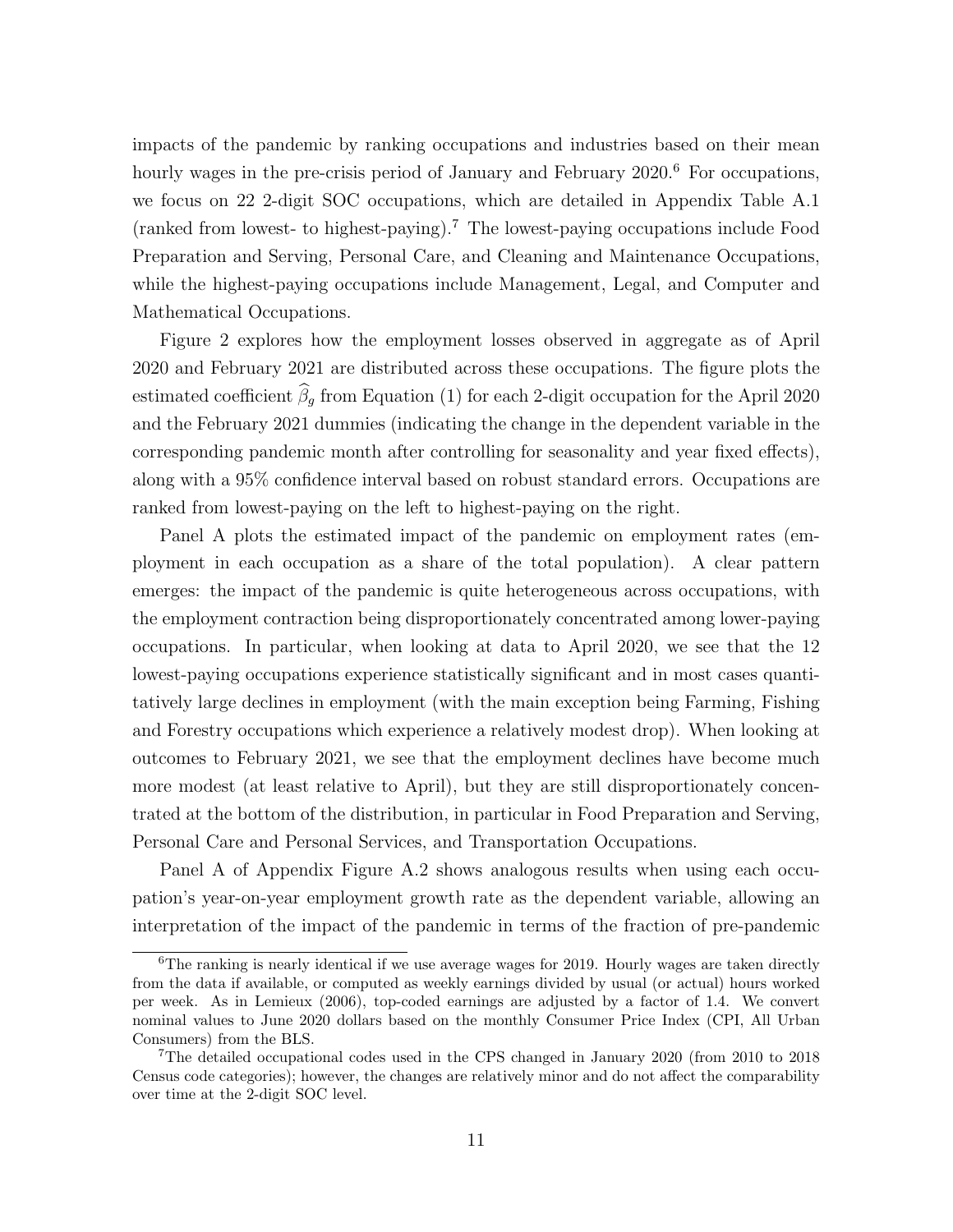impacts of the pandemic by ranking occupations and industries based on their mean hourly wages in the pre-crisis period of January and February 2020.[6] For occupations, we focus on 22 2-digit SOC occupations, which are detailed in Appendix Table A.1 (ranked from lowest- to highest-paying).[7] The lowest-paying occupations include Food Preparation and Serving, Personal Care, and Cleaning and Maintenance Occupations, while the highest-paying occupations include Management, Legal, and Computer and Mathematical Occupations.

Figure 2 explores how the employment losses observed in aggregate as of April 2020 and February 2021 are distributed across these occupations. The figure plots the estimated coefficient $\widehat{\beta}_g$ from Equation (1) for each 2-digit occupation for the April 2020 and the February 2021 dummies (indicating the change in the dependent variable in the corresponding pandemic month after controlling for seasonality and year fixed effects), along with a 95% confidence interval based on robust standard errors. Occupations are ranked from lowest-paying on the left to highest-paying on the right.

Panel A plots the estimated impact of the pandemic on employment rates (employment in each occupation as a share of the total population). A clear pattern emerges: the impact of the pandemic is quite heterogeneous across occupations, with the employment contraction being disproportionately concentrated among lower-paying occupations. In particular, when looking at data to April 2020, we see that the 12 lowest-paying occupations experience statistically significant and in most cases quantitatively large declines in employment (with the main exception being Farming, Fishing and Forestry occupations which experience a relatively modest drop). When looking at outcomes to February 2021, we see that the employment declines have become much more modest (at least relative to April), but they are still disproportionately concentrated at the bottom of the distribution, in particular in Food Preparation and Serving, Personal Care and Personal Services, and Transportation Occupations.

Panel A of Appendix Figure A.2 shows analogous results when using each occupation's year-on-year employment growth rate as the dependent variable, allowing an interpretation of the impact of the pandemic in terms of the fraction of pre-pandemic

---

[6] The ranking is nearly identical if we use average wages for 2019. Hourly wages are taken directly from the data if available, or computed as weekly earnings divided by usual (or actual) hours worked per week. As in Lemieux (2006), top-coded earnings are adjusted by a factor of 1.4. We convert nominal values to June 2020 dollars based on the monthly Consumer Price Index (CPI, All Urban Consumers) from the BLS.

[7] The detailed occupational codes used in the CPS changed in January 2020 (from 2010 to 2018 Census code categories); however, the changes are relatively minor and do not affect the comparability over time at the 2-digit SOC level.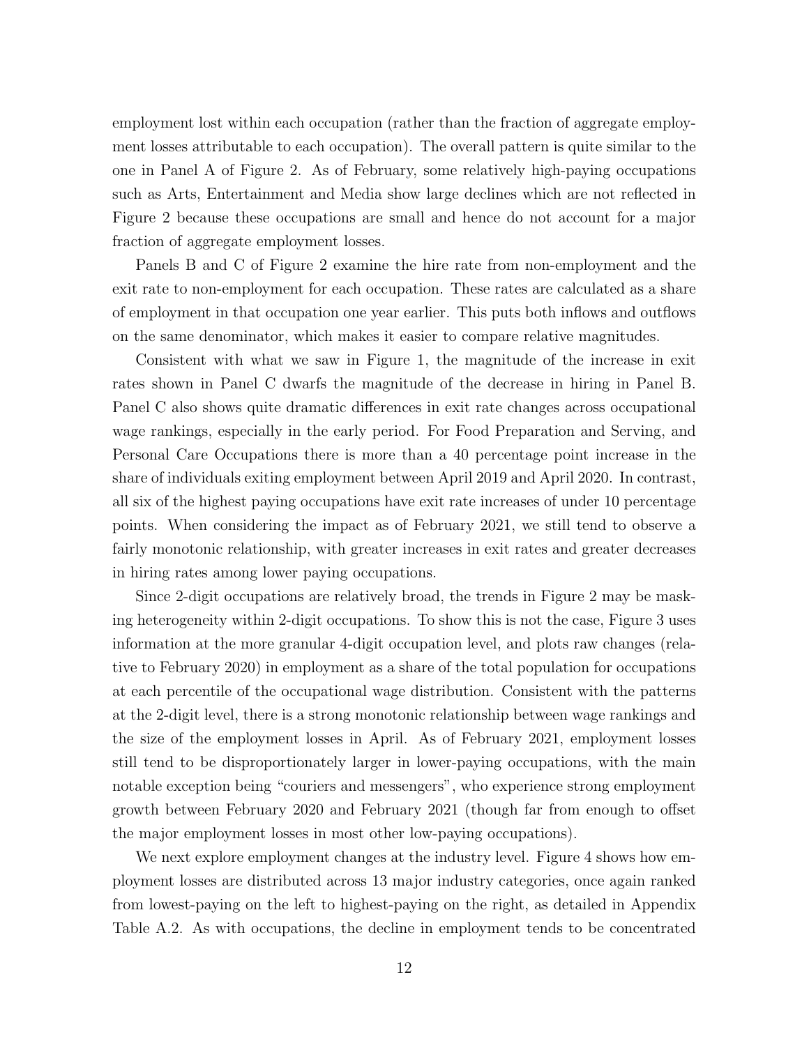employment lost within each occupation (rather than the fraction of aggregate employment losses attributable to each occupation). The overall pattern is quite similar to the one in Panel A of Figure 2. As of February, some relatively high-paying occupations such as Arts, Entertainment and Media show large declines which are not reflected in Figure 2 because these occupations are small and hence do not account for a major fraction of aggregate employment losses.

Panels B and C of Figure 2 examine the hire rate from non-employment and the exit rate to non-employment for each occupation. These rates are calculated as a share of employment in that occupation one year earlier. This puts both inflows and outflows on the same denominator, which makes it easier to compare relative magnitudes.

Consistent with what we saw in Figure 1, the magnitude of the increase in exit rates shown in Panel C dwarfs the magnitude of the decrease in hiring in Panel B. Panel C also shows quite dramatic differences in exit rate changes across occupational wage rankings, especially in the early period. For Food Preparation and Serving, and Personal Care Occupations there is more than a 40 percentage point increase in the share of individuals exiting employment between April 2019 and April 2020. In contrast, all six of the highest paying occupations have exit rate increases of under 10 percentage points. When considering the impact as of February 2021, we still tend to observe a fairly monotonic relationship, with greater increases in exit rates and greater decreases in hiring rates among lower paying occupations.

Since 2-digit occupations are relatively broad, the trends in Figure 2 may be masking heterogeneity within 2-digit occupations. To show this is not the case, Figure 3 uses information at the more granular 4-digit occupation level, and plots raw changes (relative to February 2020) in employment as a share of the total population for occupations at each percentile of the occupational wage distribution. Consistent with the patterns at the 2-digit level, there is a strong monotonic relationship between wage rankings and the size of the employment losses in April. As of February 2021, employment losses still tend to be disproportionately larger in lower-paying occupations, with the main notable exception being "couriers and messengers", who experience strong employment growth between February 2020 and February 2021 (though far from enough to offset the major employment losses in most other low-paying occupations).

We next explore employment changes at the industry level. Figure 4 shows how employment losses are distributed across 13 major industry categories, once again ranked from lowest-paying on the left to highest-paying on the right, as detailed in Appendix Table A.2. As with occupations, the decline in employment tends to be concentrated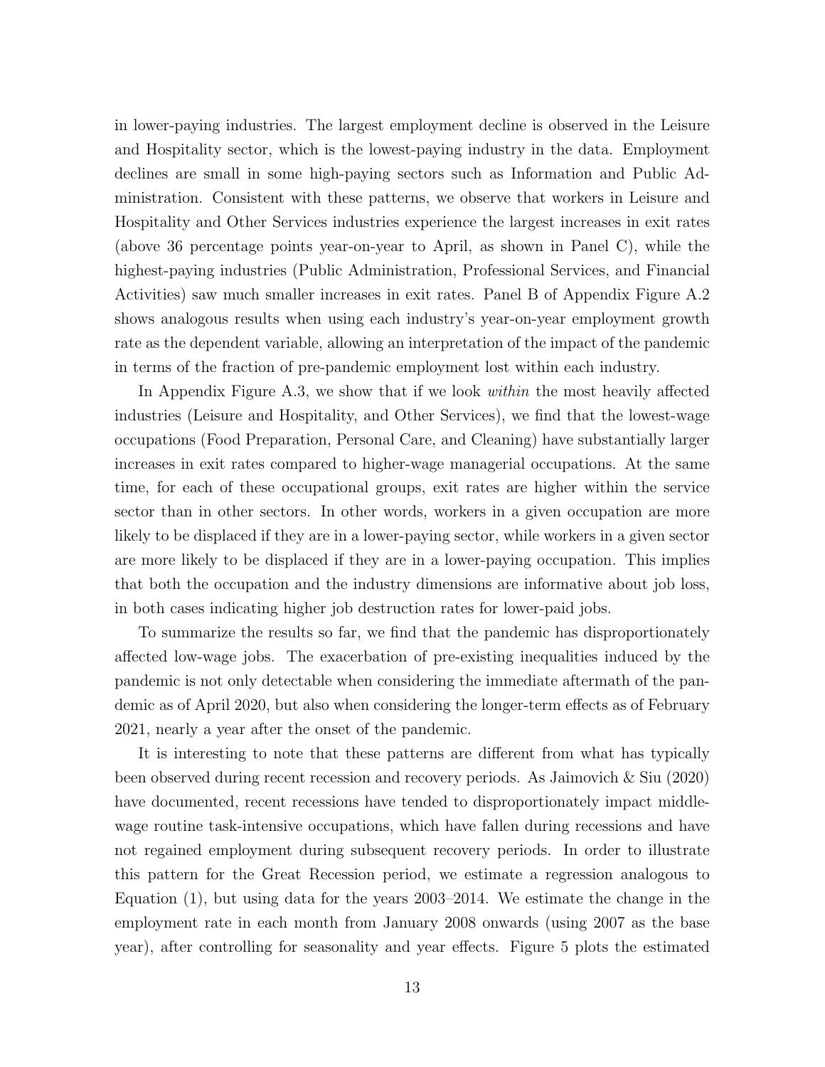in lower-paying industries. The largest employment decline is observed in the Leisure and Hospitality sector, which is the lowest-paying industry in the data. Employment declines are small in some high-paying sectors such as Information and Public Administration. Consistent with these patterns, we observe that workers in Leisure and Hospitality and Other Services industries experience the largest increases in exit rates (above 36 percentage points year-on-year to April, as shown in Panel C), while the highest-paying industries (Public Administration, Professional Services, and Financial Activities) saw much smaller increases in exit rates. Panel B of Appendix Figure A.2 shows analogous results when using each industry's year-on-year employment growth rate as the dependent variable, allowing an interpretation of the impact of the pandemic in terms of the fraction of pre-pandemic employment lost within each industry.

In Appendix Figure A.3, we show that if we look *within* the most heavily affected industries (Leisure and Hospitality, and Other Services), we find that the lowest-wage occupations (Food Preparation, Personal Care, and Cleaning) have substantially larger increases in exit rates compared to higher-wage managerial occupations. At the same time, for each of these occupational groups, exit rates are higher within the service sector than in other sectors. In other words, workers in a given occupation are more likely to be displaced if they are in a lower-paying sector, while workers in a given sector are more likely to be displaced if they are in a lower-paying occupation. This implies that both the occupation and the industry dimensions are informative about job loss, in both cases indicating higher job destruction rates for lower-paid jobs.

To summarize the results so far, we find that the pandemic has disproportionately affected low-wage jobs. The exacerbation of pre-existing inequalities induced by the pandemic is not only detectable when considering the immediate aftermath of the pandemic as of April 2020, but also when considering the longer-term effects as of February 2021, nearly a year after the onset of the pandemic.

It is interesting to note that these patterns are different from what has typically been observed during recent recession and recovery periods. As Jaimovich & Siu (2020) have documented, recent recessions have tended to disproportionately impact middle-wage routine task-intensive occupations, which have fallen during recessions and have not regained employment during subsequent recovery periods. In order to illustrate this pattern for the Great Recession period, we estimate a regression analogous to Equation (1), but using data for the years 2003–2014. We estimate the change in the employment rate in each month from January 2008 onwards (using 2007 as the base year), after controlling for seasonality and year effects. Figure 5 plots the estimated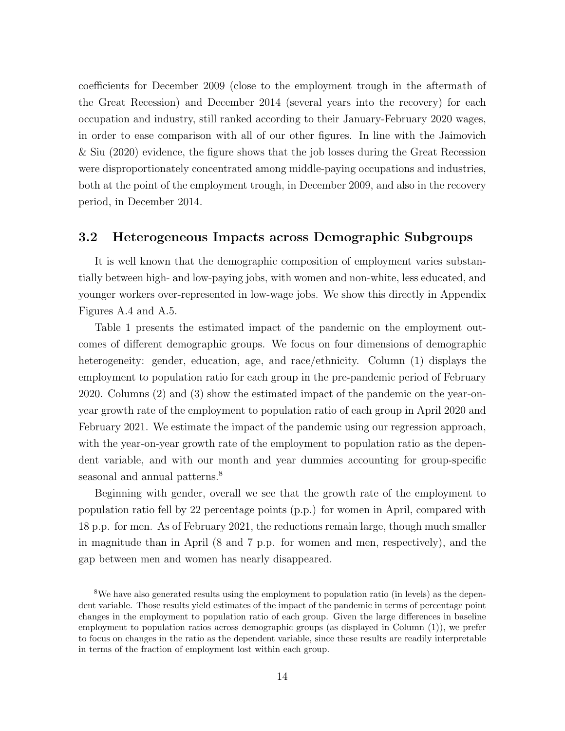coefficients for December 2009 (close to the employment trough in the aftermath of the Great Recession) and December 2014 (several years into the recovery) for each occupation and industry, still ranked according to their January-February 2020 wages, in order to ease comparison with all of our other figures. In line with the Jaimovich & Siu (2020) evidence, the figure shows that the job losses during the Great Recession were disproportionately concentrated among middle-paying occupations and industries, both at the point of the employment trough, in December 2009, and also in the recovery period, in December 2014.

## 3.2 Heterogeneous Impacts across Demographic Subgroups

It is well known that the demographic composition of employment varies substantially between high- and low-paying jobs, with women and non-white, less educated, and younger workers over-represented in low-wage jobs. We show this directly in Appendix Figures A.4 and A.5.

Table 1 presents the estimated impact of the pandemic on the employment outcomes of different demographic groups. We focus on four dimensions of demographic heterogeneity: gender, education, age, and race/ethnicity. Column (1) displays the employment to population ratio for each group in the pre-pandemic period of February 2020. Columns (2) and (3) show the estimated impact of the pandemic on the year-on-year growth rate of the employment to population ratio of each group in April 2020 and February 2021. We estimate the impact of the pandemic using our regression approach, with the year-on-year growth rate of the employment to population ratio as the dependent variable, and with our month and year dummies accounting for group-specific seasonal and annual patterns.[8]

Beginning with gender, overall we see that the growth rate of the employment to population ratio fell by 22 percentage points (p.p.) for women in April, compared with 18 p.p. for men. As of February 2021, the reductions remain large, though much smaller in magnitude than in April (8 and 7 p.p. for women and men, respectively), and the gap between men and women has nearly disappeared.

[8] We have also generated results using the employment to population ratio (in levels) as the dependent variable. Those results yield estimates of the impact of the pandemic in terms of percentage point changes in the employment to population ratio of each group. Given the large differences in baseline employment to population ratios across demographic groups (as displayed in Column (1)), we prefer to focus on changes in the ratio as the dependent variable, since these results are readily interpretable in terms of the fraction of employment lost within each group.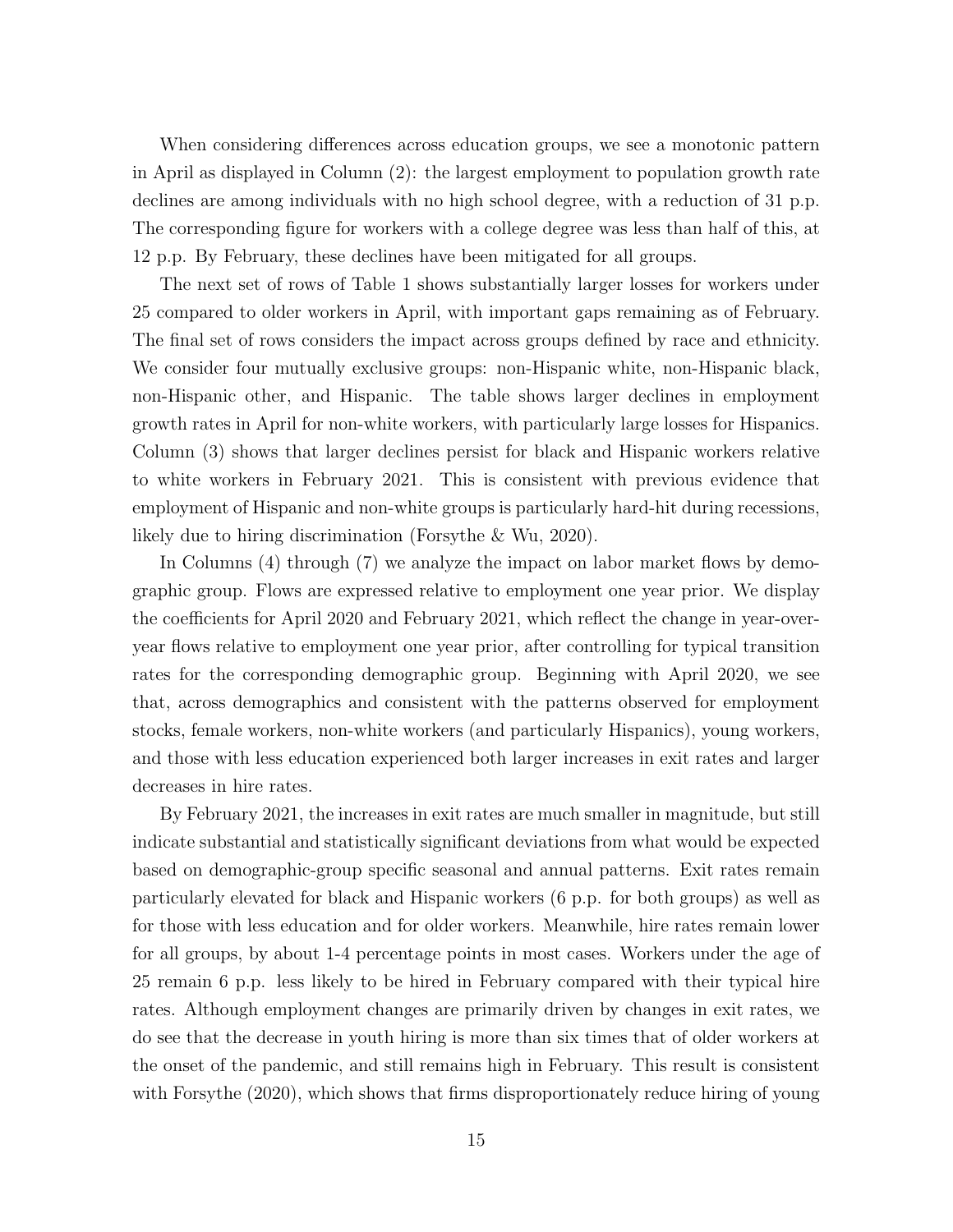When considering differences across education groups, we see a monotonic pattern in April as displayed in Column (2): the largest employment to population growth rate declines are among individuals with no high school degree, with a reduction of 31 p.p. The corresponding figure for workers with a college degree was less than half of this, at 12 p.p. By February, these declines have been mitigated for all groups.

The next set of rows of Table 1 shows substantially larger losses for workers under 25 compared to older workers in April, with important gaps remaining as of February. The final set of rows considers the impact across groups defined by race and ethnicity. We consider four mutually exclusive groups: non-Hispanic white, non-Hispanic black, non-Hispanic other, and Hispanic. The table shows larger declines in employment growth rates in April for non-white workers, with particularly large losses for Hispanics. Column (3) shows that larger declines persist for black and Hispanic workers relative to white workers in February 2021. This is consistent with previous evidence that employment of Hispanic and non-white groups is particularly hard-hit during recessions, likely due to hiring discrimination (Forsythe & Wu, 2020).

In Columns (4) through (7) we analyze the impact on labor market flows by demographic group. Flows are expressed relative to employment one year prior. We display the coefficients for April 2020 and February 2021, which reflect the change in year-over-year flows relative to employment one year prior, after controlling for typical transition rates for the corresponding demographic group. Beginning with April 2020, we see that, across demographics and consistent with the patterns observed for employment stocks, female workers, non-white workers (and particularly Hispanics), young workers, and those with less education experienced both larger increases in exit rates and larger decreases in hire rates.

By February 2021, the increases in exit rates are much smaller in magnitude, but still indicate substantial and statistically significant deviations from what would be expected based on demographic-group specific seasonal and annual patterns. Exit rates remain particularly elevated for black and Hispanic workers (6 p.p. for both groups) as well as for those with less education and for older workers. Meanwhile, hire rates remain lower for all groups, by about 1-4 percentage points in most cases. Workers under the age of 25 remain 6 p.p. less likely to be hired in February compared with their typical hire rates. Although employment changes are primarily driven by changes in exit rates, we do see that the decrease in youth hiring is more than six times that of older workers at the onset of the pandemic, and still remains high in February. This result is consistent with Forsythe (2020), which shows that firms disproportionately reduce hiring of young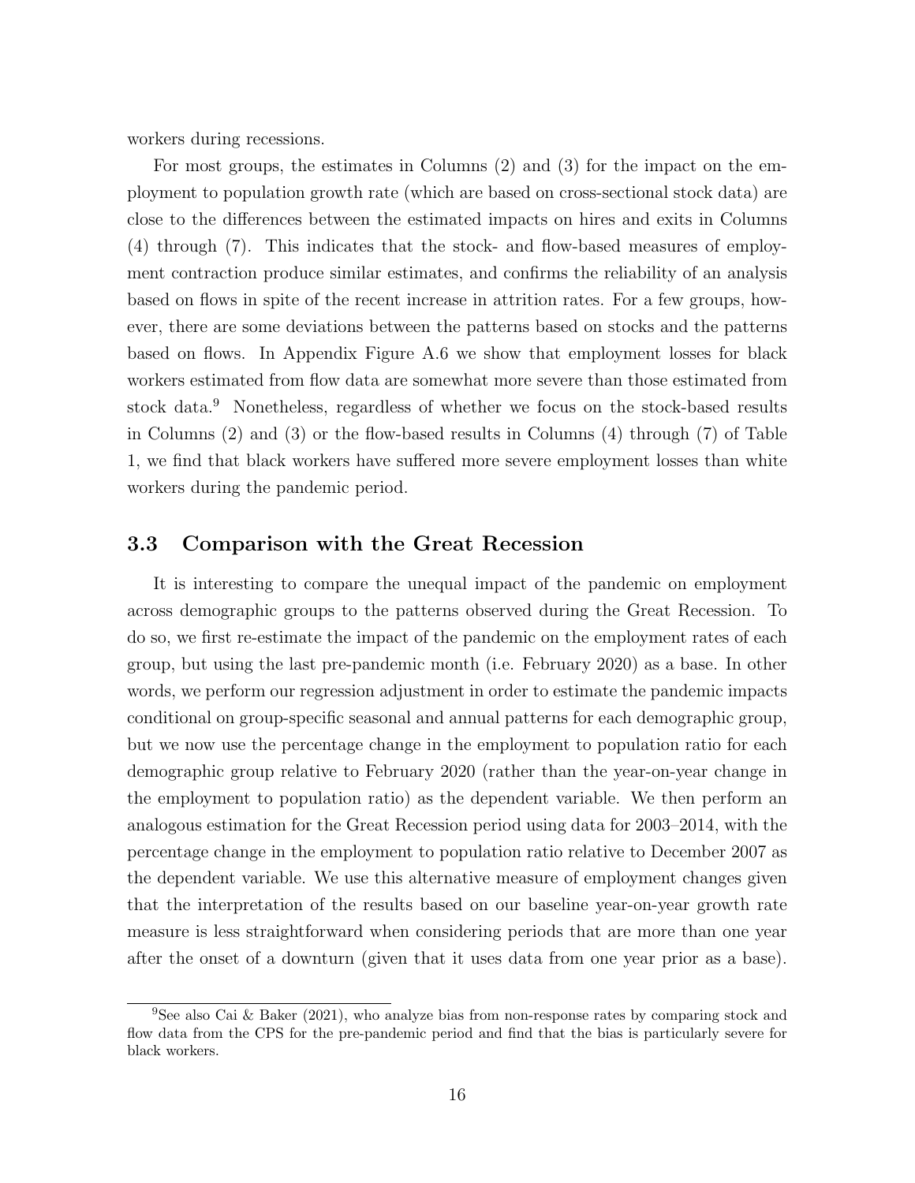workers during recessions.

For most groups, the estimates in Columns (2) and (3) for the impact on the employment to population growth rate (which are based on cross-sectional stock data) are close to the differences between the estimated impacts on hires and exits in Columns (4) through (7). This indicates that the stock- and flow-based measures of employment contraction produce similar estimates, and confirms the reliability of an analysis based on flows in spite of the recent increase in attrition rates. For a few groups, however, there are some deviations between the patterns based on stocks and the patterns based on flows. In Appendix Figure A.6 we show that employment losses for black workers estimated from flow data are somewhat more severe than those estimated from stock data.[9] Nonetheless, regardless of whether we focus on the stock-based results in Columns (2) and (3) or the flow-based results in Columns (4) through (7) of Table 1, we find that black workers have suffered more severe employment losses than white workers during the pandemic period.

### 3.3 Comparison with the Great Recession

It is interesting to compare the unequal impact of the pandemic on employment across demographic groups to the patterns observed during the Great Recession. To do so, we first re-estimate the impact of the pandemic on the employment rates of each group, but using the last pre-pandemic month (i.e. February 2020) as a base. In other words, we perform our regression adjustment in order to estimate the pandemic impacts conditional on group-specific seasonal and annual patterns for each demographic group, but we now use the percentage change in the employment to population ratio for each demographic group relative to February 2020 (rather than the year-on-year change in the employment to population ratio) as the dependent variable. We then perform an analogous estimation for the Great Recession period using data for 2003–2014, with the percentage change in the employment to population ratio relative to December 2007 as the dependent variable. We use this alternative measure of employment changes given that the interpretation of the results based on our baseline year-on-year growth rate measure is less straightforward when considering periods that are more than one year after the onset of a downturn (given that it uses data from one year prior as a base).

[9] See also Cai & Baker (2021), who analyze bias from non-response rates by comparing stock and flow data from the CPS for the pre-pandemic period and find that the bias is particularly severe for black workers.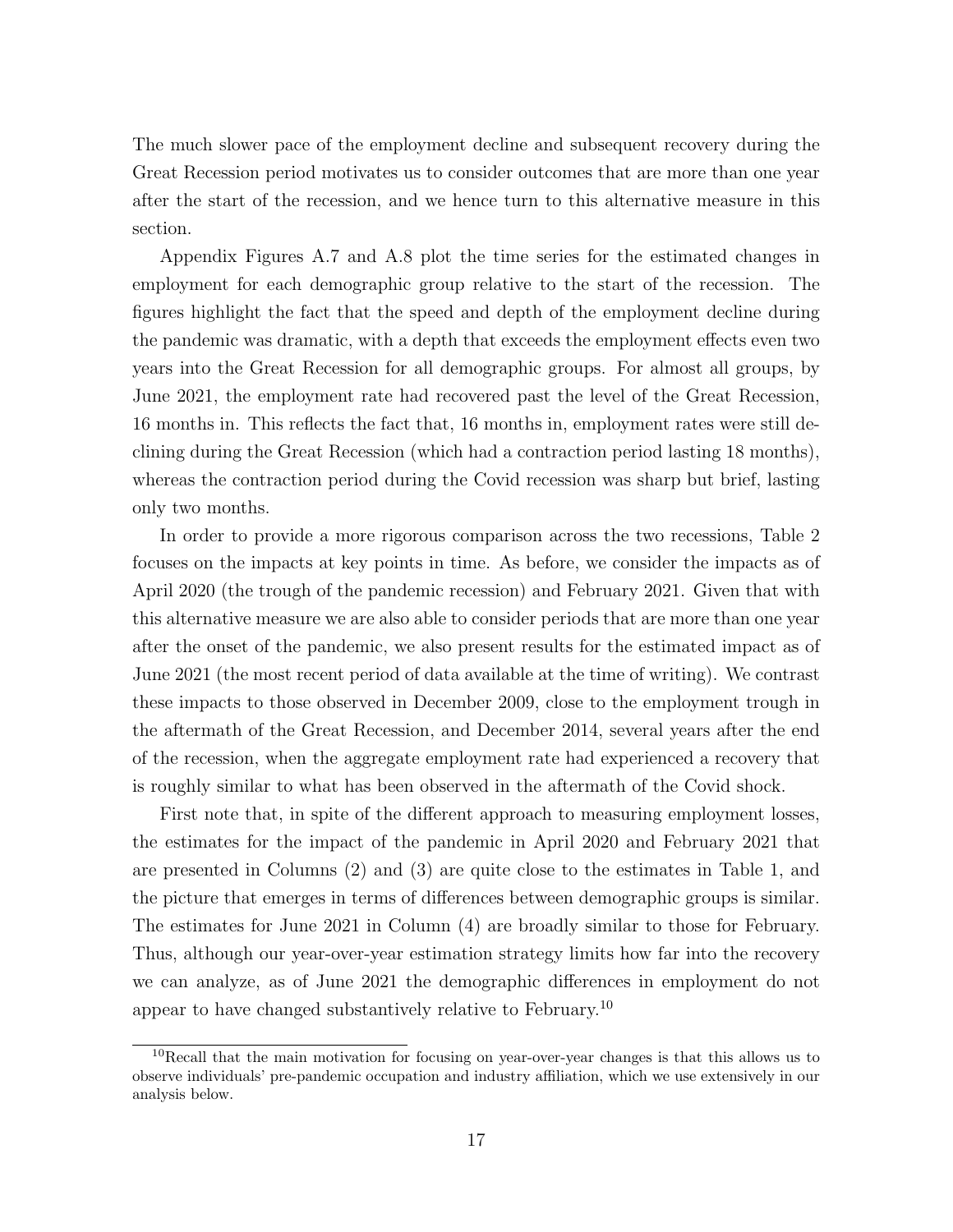The much slower pace of the employment decline and subsequent recovery during the Great Recession period motivates us to consider outcomes that are more than one year after the start of the recession, and we hence turn to this alternative measure in this section.

Appendix Figures A.7 and A.8 plot the time series for the estimated changes in employment for each demographic group relative to the start of the recession. The figures highlight the fact that the speed and depth of the employment decline during the pandemic was dramatic, with a depth that exceeds the employment effects even two years into the Great Recession for all demographic groups. For almost all groups, by June 2021, the employment rate had recovered past the level of the Great Recession, 16 months in. This reflects the fact that, 16 months in, employment rates were still declining during the Great Recession (which had a contraction period lasting 18 months), whereas the contraction period during the Covid recession was sharp but brief, lasting only two months.

In order to provide a more rigorous comparison across the two recessions, Table 2 focuses on the impacts at key points in time. As before, we consider the impacts as of April 2020 (the trough of the pandemic recession) and February 2021. Given that with this alternative measure we are also able to consider periods that are more than one year after the onset of the pandemic, we also present results for the estimated impact as of June 2021 (the most recent period of data available at the time of writing). We contrast these impacts to those observed in December 2009, close to the employment trough in the aftermath of the Great Recession, and December 2014, several years after the end of the recession, when the aggregate employment rate had experienced a recovery that is roughly similar to what has been observed in the aftermath of the Covid shock.

First note that, in spite of the different approach to measuring employment losses, the estimates for the impact of the pandemic in April 2020 and February 2021 that are presented in Columns (2) and (3) are quite close to the estimates in Table 1, and the picture that emerges in terms of differences between demographic groups is similar. The estimates for June 2021 in Column (4) are broadly similar to those for February. Thus, although our year-over-year estimation strategy limits how far into the recovery we can analyze, as of June 2021 the demographic differences in employment do not appear to have changed substantively relative to February.[10]

[10] Recall that the main motivation for focusing on year-over-year changes is that this allows us to observe individuals' pre-pandemic occupation and industry affiliation, which we use extensively in our analysis below.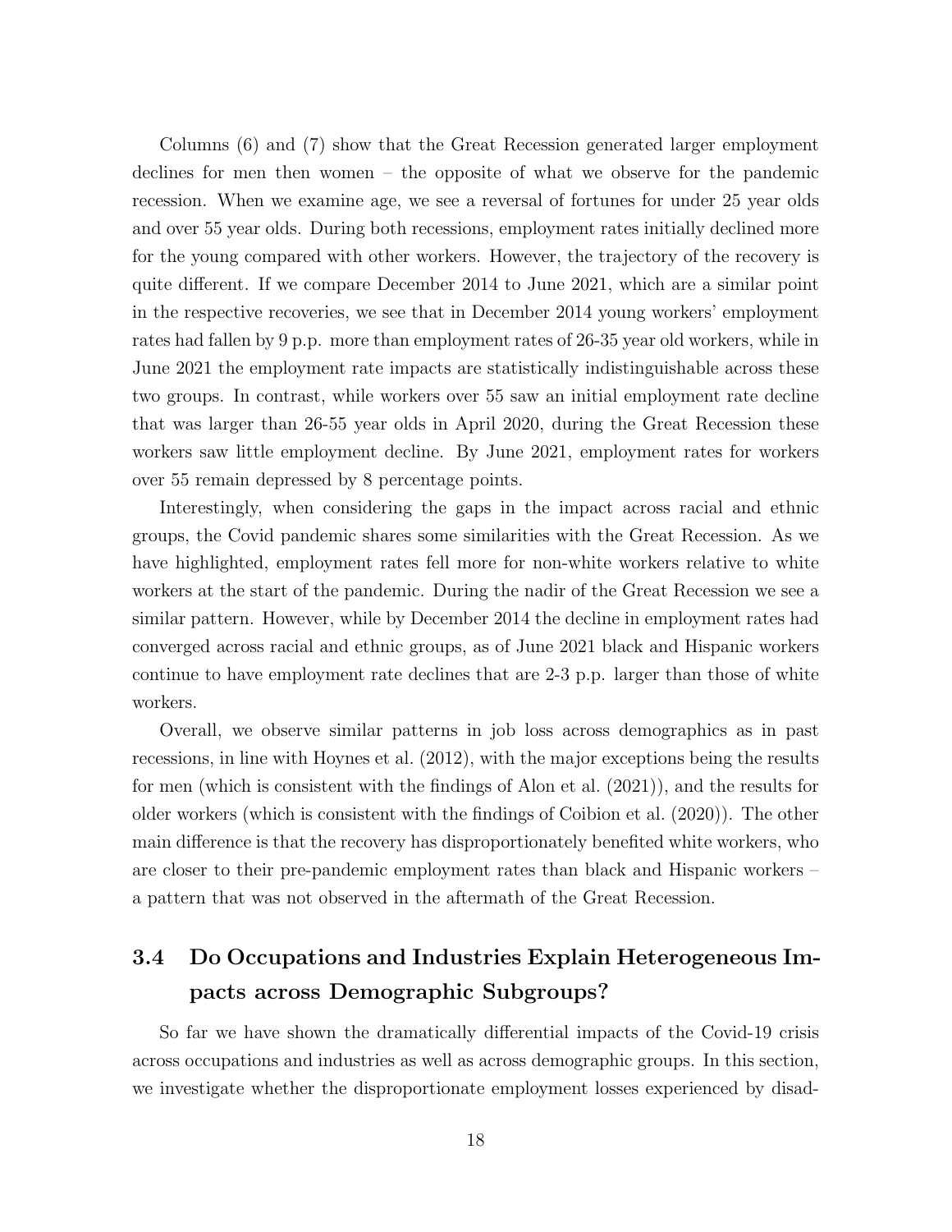Columns (6) and (7) show that the Great Recession generated larger employment declines for men then women – the opposite of what we observe for the pandemic recession. When we examine age, we see a reversal of fortunes for under 25 year olds and over 55 year olds. During both recessions, employment rates initially declined more for the young compared with other workers. However, the trajectory of the recovery is quite different. If we compare December 2014 to June 2021, which are a similar point in the respective recoveries, we see that in December 2014 young workers' employment rates had fallen by 9 p.p. more than employment rates of 26-35 year old workers, while in June 2021 the employment rate impacts are statistically indistinguishable across these two groups. In contrast, while workers over 55 saw an initial employment rate decline that was larger than 26-55 year olds in April 2020, during the Great Recession these workers saw little employment decline. By June 2021, employment rates for workers over 55 remain depressed by 8 percentage points.

Interestingly, when considering the gaps in the impact across racial and ethnic groups, the Covid pandemic shares some similarities with the Great Recession. As we have highlighted, employment rates fell more for non-white workers relative to white workers at the start of the pandemic. During the nadir of the Great Recession we see a similar pattern. However, while by December 2014 the decline in employment rates had converged across racial and ethnic groups, as of June 2021 black and Hispanic workers continue to have employment rate declines that are 2-3 p.p. larger than those of white workers.

Overall, we observe similar patterns in job loss across demographics as in past recessions, in line with Hoynes et al. (2012), with the major exceptions being the results for men (which is consistent with the findings of Alon et al. (2021)), and the results for older workers (which is consistent with the findings of Coibion et al. (2020)). The other main difference is that the recovery has disproportionately benefited white workers, who are closer to their pre-pandemic employment rates than black and Hispanic workers – a pattern that was not observed in the aftermath of the Great Recession.

### 3.4 Do Occupations and Industries Explain Heterogeneous Impacts across Demographic Subgroups?

So far we have shown the dramatically differential impacts of the Covid-19 crisis across occupations and industries as well as across demographic groups. In this section, we investigate whether the disproportionate employment losses experienced by disad-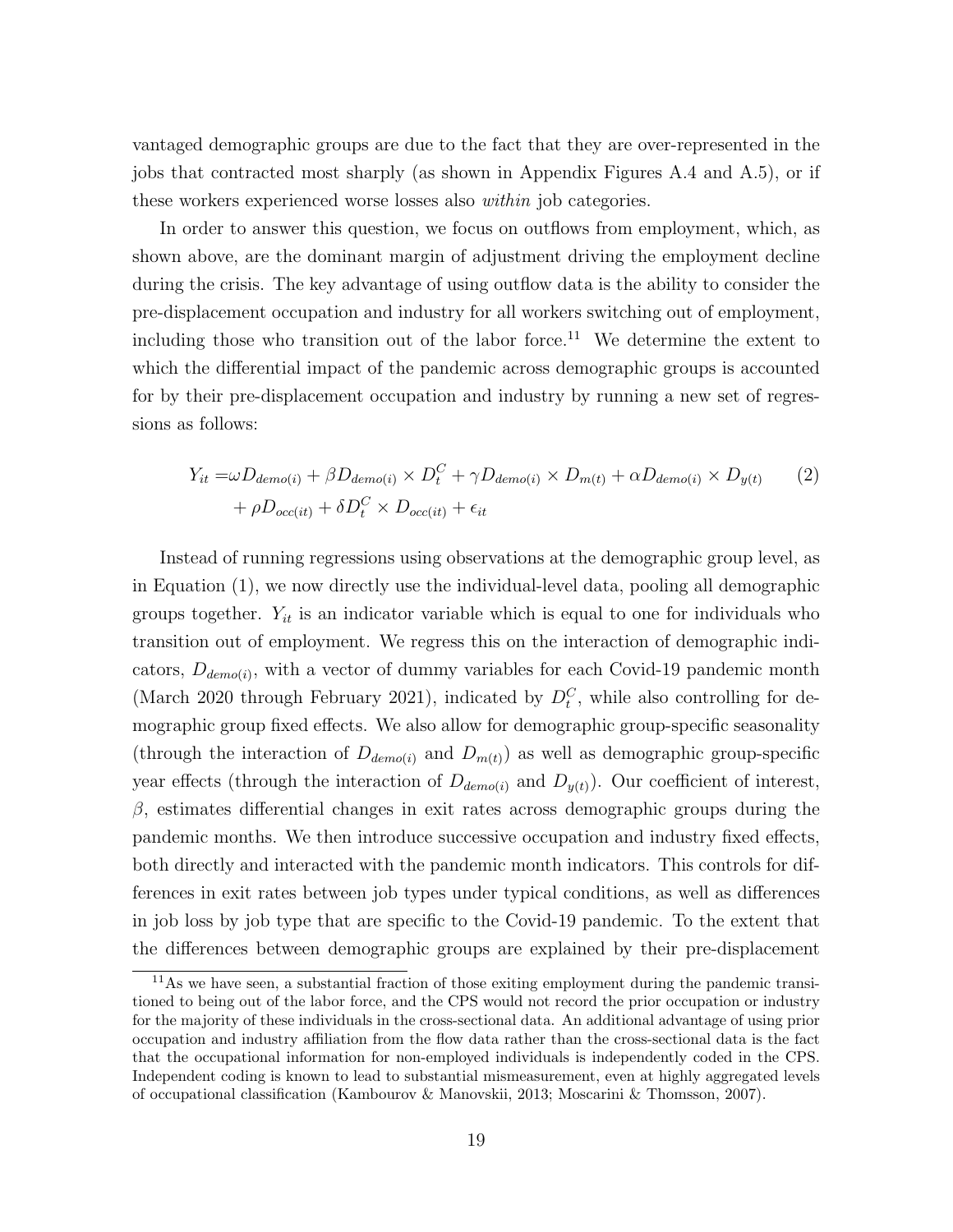vantaged demographic groups are due to the fact that they are over-represented in the jobs that contracted most sharply (as shown in Appendix Figures A.4 and A.5), or if these workers experienced worse losses also *within* job categories.

In order to answer this question, we focus on outflows from employment, which, as shown above, are the dominant margin of adjustment driving the employment decline during the crisis. The key advantage of using outflow data is the ability to consider the pre-displacement occupation and industry for all workers switching out of employment, including those who transition out of the labor force.[11] We determine the extent to which the differential impact of the pandemic across demographic groups is accounted for by their pre-displacement occupation and industry by running a new set of regressions as follows:

$$
\begin{aligned}
Y_{it} =& \omega D_{demo(i)} + \beta D_{demo(i)} \times D^C_t + \gamma D_{demo(i)} \times D_{m(t)} + \alpha D_{demo(i)} \times D_{y(t)} \\
&+ \rho D_{occ(it)} + \delta D^C_t \times D_{occ(it)} + \epsilon_{it}
\end{aligned}
\qquad (2)
$$

Instead of running regressions using observations at the demographic group level, as in Equation (1), we now directly use the individual-level data, pooling all demographic groups together. $Y_{it}$ is an indicator variable which is equal to one for individuals who transition out of employment. We regress this on the interaction of demographic indicators, $D_{demo(i)}$, with a vector of dummy variables for each Covid-19 pandemic month (March 2020 through February 2021), indicated by $D^C_t$, while also controlling for demographic group fixed effects. We also allow for demographic group-specific seasonality (through the interaction of $D_{demo(i)}$ and $D_{m(t)}$) as well as demographic group-specific year effects (through the interaction of $D_{demo(i)}$ and $D_{y(t)}$). Our coefficient of interest, $\beta$, estimates differential changes in exit rates across demographic groups during the pandemic months. We then introduce successive occupation and industry fixed effects, both directly and interacted with the pandemic month indicators. This controls for differences in exit rates between job types under typical conditions, as well as differences in job loss by job type that are specific to the Covid-19 pandemic. To the extent that the differences between demographic groups are explained by their pre-displacement

[11] As we have seen, a substantial fraction of those exiting employment during the pandemic transitioned to being out of the labor force, and the CPS would not record the prior occupation or industry for the majority of these individuals in the cross-sectional data. An additional advantage of using prior occupation and industry affiliation from the flow data rather than the cross-sectional data is the fact that the occupational information for non-employed individuals is independently coded in the CPS. Independent coding is known to lead to substantial mismeasurement, even at highly aggregated levels of occupational classification (Kambourov & Manovskii, 2013; Moscarini & Thomsson, 2007).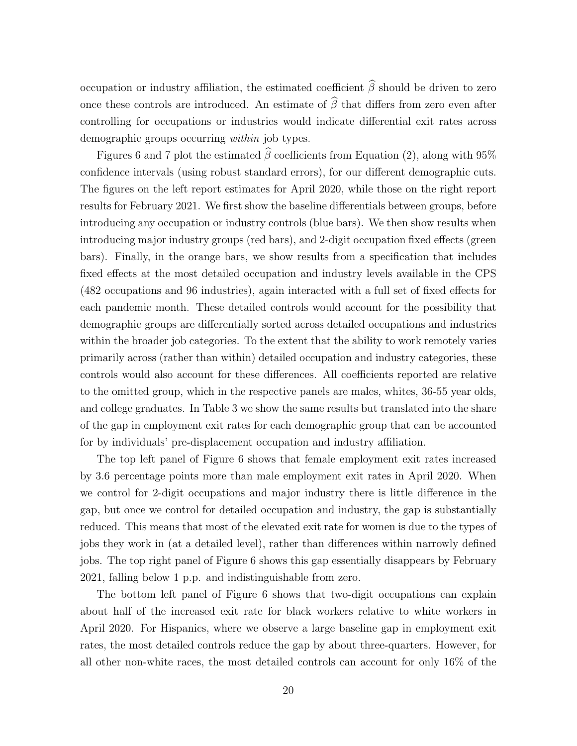occupation or industry affiliation, the estimated coefficient $\widehat{\beta}$ should be driven to zero once these controls are introduced. An estimate of $\widehat{\beta}$ that differs from zero even after controlling for occupations or industries would indicate differential exit rates across demographic groups occurring *within* job types.

Figures 6 and 7 plot the estimated $\widehat{\beta}$ coefficients from Equation (2), along with 95% confidence intervals (using robust standard errors), for our different demographic cuts. The figures on the left report estimates for April 2020, while those on the right report results for February 2021. We first show the baseline differentials between groups, before introducing any occupation or industry controls (blue bars). We then show results when introducing major industry groups (red bars), and 2-digit occupation fixed effects (green bars). Finally, in the orange bars, we show results from a specification that includes fixed effects at the most detailed occupation and industry levels available in the CPS (482 occupations and 96 industries), again interacted with a full set of fixed effects for each pandemic month. These detailed controls would account for the possibility that demographic groups are differentially sorted across detailed occupations and industries within the broader job categories. To the extent that the ability to work remotely varies primarily across (rather than within) detailed occupation and industry categories, these controls would also account for these differences. All coefficients reported are relative to the omitted group, which in the respective panels are males, whites, 36-55 year olds, and college graduates. In Table 3 we show the same results but translated into the share of the gap in employment exit rates for each demographic group that can be accounted for by individuals' pre-displacement occupation and industry affiliation.

The top left panel of Figure 6 shows that female employment exit rates increased by 3.6 percentage points more than male employment exit rates in April 2020. When we control for 2-digit occupations and major industry there is little difference in the gap, but once we control for detailed occupation and industry, the gap is substantially reduced. This means that most of the elevated exit rate for women is due to the types of jobs they work in (at a detailed level), rather than differences within narrowly defined jobs. The top right panel of Figure 6 shows this gap essentially disappears by February 2021, falling below 1 p.p. and indistinguishable from zero.

The bottom left panel of Figure 6 shows that two-digit occupations can explain about half of the increased exit rate for black workers relative to white workers in April 2020. For Hispanics, where we observe a large baseline gap in employment exit rates, the most detailed controls reduce the gap by about three-quarters. However, for all other non-white races, the most detailed controls can account for only 16% of the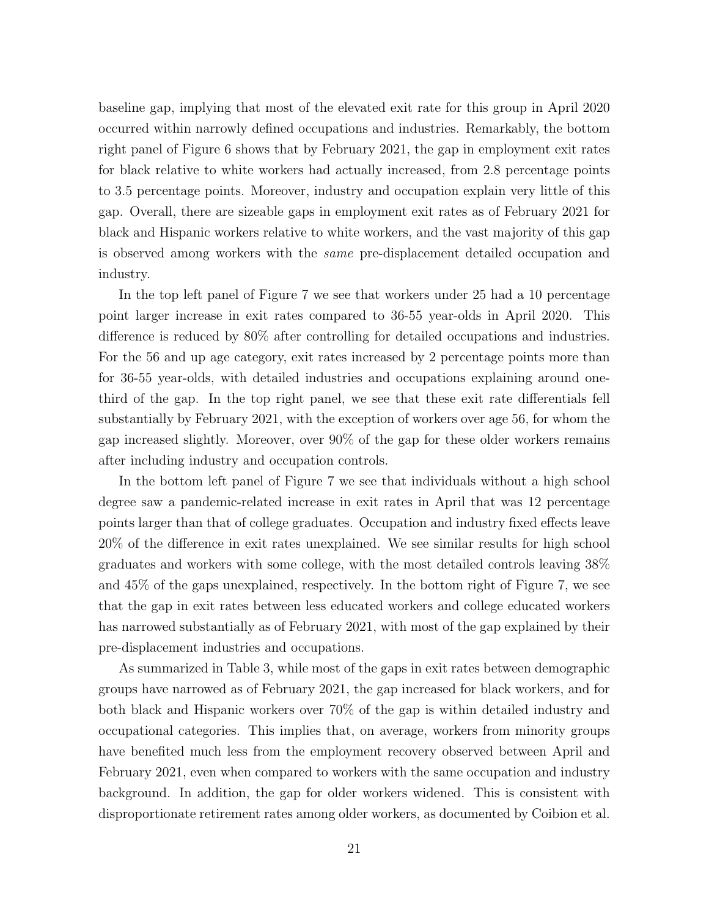baseline gap, implying that most of the elevated exit rate for this group in April 2020 occurred within narrowly defined occupations and industries. Remarkably, the bottom right panel of Figure 6 shows that by February 2021, the gap in employment exit rates for black relative to white workers had actually increased, from 2.8 percentage points to 3.5 percentage points. Moreover, industry and occupation explain very little of this gap. Overall, there are sizeable gaps in employment exit rates as of February 2021 for black and Hispanic workers relative to white workers, and the vast majority of this gap is observed among workers with the *same* pre-displacement detailed occupation and industry.

In the top left panel of Figure 7 we see that workers under 25 had a 10 percentage point larger increase in exit rates compared to 36-55 year-olds in April 2020. This difference is reduced by 80% after controlling for detailed occupations and industries. For the 56 and up age category, exit rates increased by 2 percentage points more than for 36-55 year-olds, with detailed industries and occupations explaining around one-third of the gap. In the top right panel, we see that these exit rate differentials fell substantially by February 2021, with the exception of workers over age 56, for whom the gap increased slightly. Moreover, over 90% of the gap for these older workers remains after including industry and occupation controls.

In the bottom left panel of Figure 7 we see that individuals without a high school degree saw a pandemic-related increase in exit rates in April that was 12 percentage points larger than that of college graduates. Occupation and industry fixed effects leave 20% of the difference in exit rates unexplained. We see similar results for high school graduates and workers with some college, with the most detailed controls leaving 38% and 45% of the gaps unexplained, respectively. In the bottom right of Figure 7, we see that the gap in exit rates between less educated workers and college educated workers has narrowed substantially as of February 2021, with most of the gap explained by their pre-displacement industries and occupations.

As summarized in Table 3, while most of the gaps in exit rates between demographic groups have narrowed as of February 2021, the gap increased for black workers, and for both black and Hispanic workers over 70% of the gap is within detailed industry and occupational categories. This implies that, on average, workers from minority groups have benefited much less from the employment recovery observed between April and February 2021, even when compared to workers with the same occupation and industry background. In addition, the gap for older workers widened. This is consistent with disproportionate retirement rates among older workers, as documented by Coibion et al.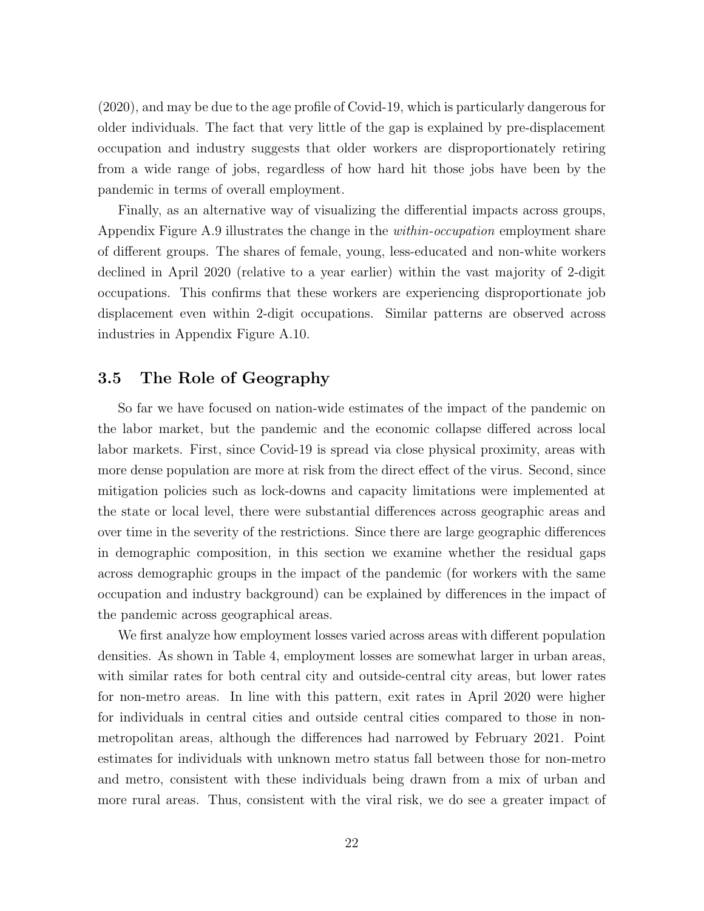(2020), and may be due to the age profile of Covid-19, which is particularly dangerous for older individuals. The fact that very little of the gap is explained by pre-displacement occupation and industry suggests that older workers are disproportionately retiring from a wide range of jobs, regardless of how hard hit those jobs have been by the pandemic in terms of overall employment.

Finally, as an alternative way of visualizing the differential impacts across groups, Appendix Figure A.9 illustrates the change in the *within-occupation* employment share of different groups. The shares of female, young, less-educated and non-white workers declined in April 2020 (relative to a year earlier) within the vast majority of 2-digit occupations. This confirms that these workers are experiencing disproportionate job displacement even within 2-digit occupations. Similar patterns are observed across industries in Appendix Figure A.10.

### 3.5 The Role of Geography

So far we have focused on nation-wide estimates of the impact of the pandemic on the labor market, but the pandemic and the economic collapse differed across local labor markets. First, since Covid-19 is spread via close physical proximity, areas with more dense population are more at risk from the direct effect of the virus. Second, since mitigation policies such as lock-downs and capacity limitations were implemented at the state or local level, there were substantial differences across geographic areas and over time in the severity of the restrictions. Since there are large geographic differences in demographic composition, in this section we examine whether the residual gaps across demographic groups in the impact of the pandemic (for workers with the same occupation and industry background) can be explained by differences in the impact of the pandemic across geographical areas.

We first analyze how employment losses varied across areas with different population densities. As shown in Table 4, employment losses are somewhat larger in urban areas, with similar rates for both central city and outside-central city areas, but lower rates for non-metro areas. In line with this pattern, exit rates in April 2020 were higher for individuals in central cities and outside central cities compared to those in non-metropolitan areas, although the differences had narrowed by February 2021. Point estimates for individuals with unknown metro status fall between those for non-metro and metro, consistent with these individuals being drawn from a mix of urban and more rural areas. Thus, consistent with the viral risk, we do see a greater impact of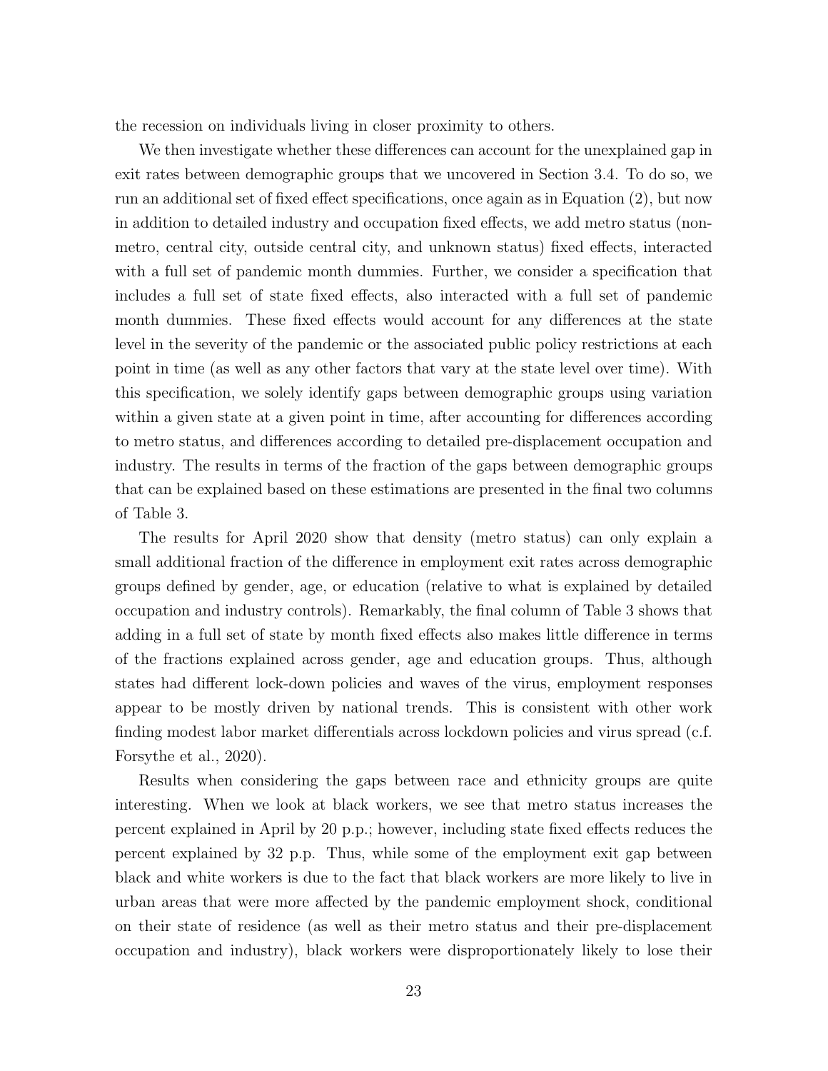the recession on individuals living in closer proximity to others.

We then investigate whether these differences can account for the unexplained gap in exit rates between demographic groups that we uncovered in Section 3.4. To do so, we run an additional set of fixed effect specifications, once again as in Equation (2), but now in addition to detailed industry and occupation fixed effects, we add metro status (non-metro, central city, outside central city, and unknown status) fixed effects, interacted with a full set of pandemic month dummies. Further, we consider a specification that includes a full set of state fixed effects, also interacted with a full set of pandemic month dummies. These fixed effects would account for any differences at the state level in the severity of the pandemic or the associated public policy restrictions at each point in time (as well as any other factors that vary at the state level over time). With this specification, we solely identify gaps between demographic groups using variation within a given state at a given point in time, after accounting for differences according to metro status, and differences according to detailed pre-displacement occupation and industry. The results in terms of the fraction of the gaps between demographic groups that can be explained based on these estimations are presented in the final two columns of Table 3.

The results for April 2020 show that density (metro status) can only explain a small additional fraction of the difference in employment exit rates across demographic groups defined by gender, age, or education (relative to what is explained by detailed occupation and industry controls). Remarkably, the final column of Table 3 shows that adding in a full set of state by month fixed effects also makes little difference in terms of the fractions explained across gender, age and education groups. Thus, although states had different lock-down policies and waves of the virus, employment responses appear to be mostly driven by national trends. This is consistent with other work finding modest labor market differentials across lockdown policies and virus spread (c.f. Forsythe et al., 2020).

Results when considering the gaps between race and ethnicity groups are quite interesting. When we look at black workers, we see that metro status increases the percent explained in April by 20 p.p.; however, including state fixed effects reduces the percent explained by 32 p.p. Thus, while some of the employment exit gap between black and white workers is due to the fact that black workers are more likely to live in urban areas that were more affected by the pandemic employment shock, conditional on their state of residence (as well as their metro status and their pre-displacement occupation and industry), black workers were disproportionately likely to lose their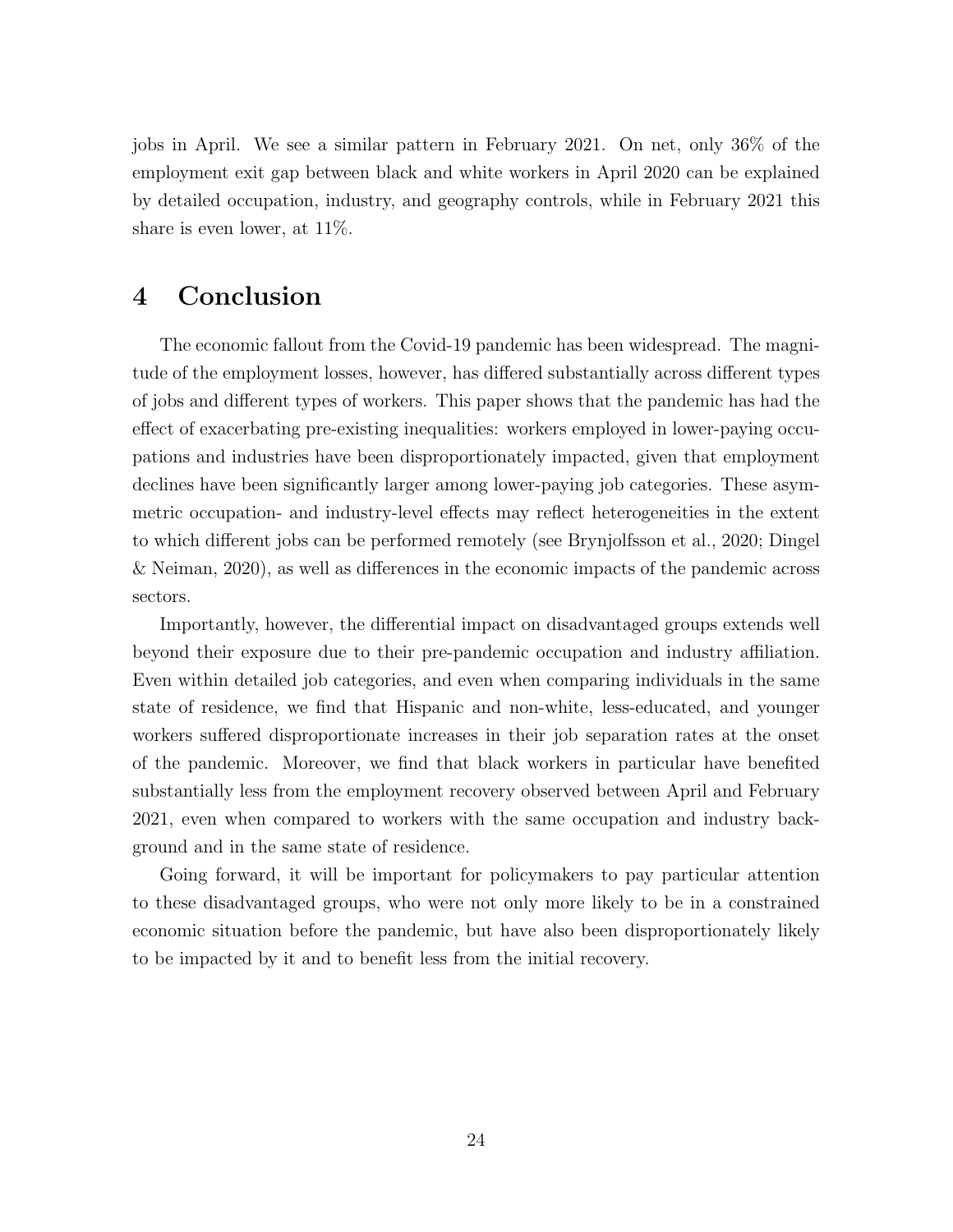jobs in April. We see a similar pattern in February 2021. On net, only 36% of the employment exit gap between black and white workers in April 2020 can be explained by detailed occupation, industry, and geography controls, while in February 2021 this share is even lower, at 11%.

# 4 Conclusion

The economic fallout from the Covid-19 pandemic has been widespread. The magnitude of the employment losses, however, has differed substantially across different types of jobs and different types of workers. This paper shows that the pandemic has had the effect of exacerbating pre-existing inequalities: workers employed in lower-paying occupations and industries have been disproportionately impacted, given that employment declines have been significantly larger among lower-paying job categories. These asymmetric occupation- and industry-level effects may reflect heterogeneities in the extent to which different jobs can be performed remotely (see Brynjolfsson et al., 2020; Dingel & Neiman, 2020), as well as differences in the economic impacts of the pandemic across sectors.

Importantly, however, the differential impact on disadvantaged groups extends well beyond their exposure due to their pre-pandemic occupation and industry affiliation. Even within detailed job categories, and even when comparing individuals in the same state of residence, we find that Hispanic and non-white, less-educated, and younger workers suffered disproportionate increases in their job separation rates at the onset of the pandemic. Moreover, we find that black workers in particular have benefited substantially less from the employment recovery observed between April and February 2021, even when compared to workers with the same occupation and industry background and in the same state of residence.

Going forward, it will be important for policymakers to pay particular attention to these disadvantaged groups, who were not only more likely to be in a constrained economic situation before the pandemic, but have also been disproportionately likely to be impacted by it and to benefit less from the initial recovery.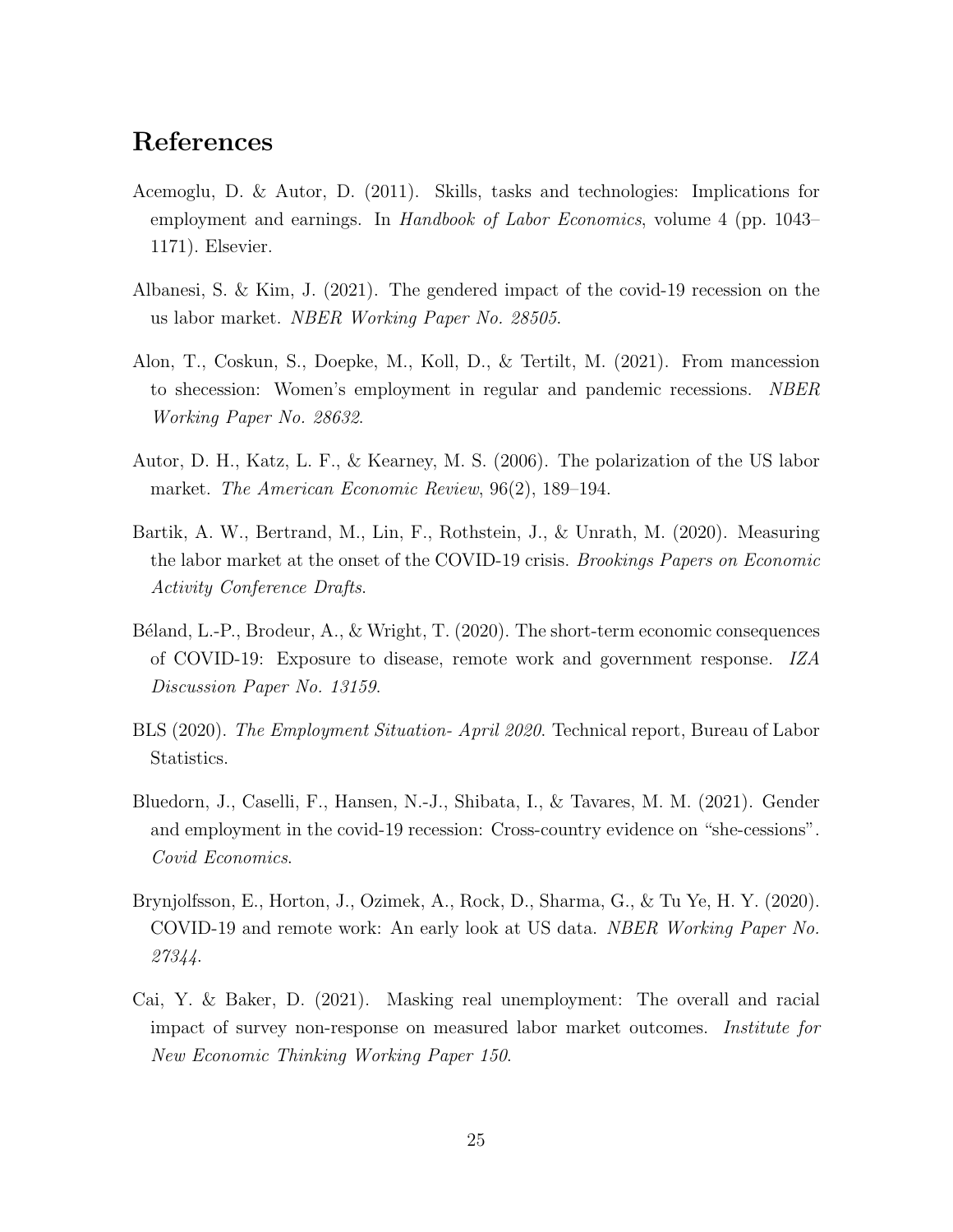# References

Acemoglu, D. & Autor, D. (2011). Skills, tasks and technologies: Implications for employment and earnings. In *Handbook of Labor Economics*, volume 4 (pp. 1043–1171). Elsevier.

Albanesi, S. & Kim, J. (2021). The gendered impact of the covid-19 recession on the us labor market. *NBER Working Paper No. 28505*.

Alon, T., Coskun, S., Doepke, M., Koll, D., & Tertilt, M. (2021). From mancession to shecession: Women's employment in regular and pandemic recessions. *NBER Working Paper No. 28632*.

Autor, D. H., Katz, L. F., & Kearney, M. S. (2006). The polarization of the US labor market. *The American Economic Review*, 96(2), 189–194.

Bartik, A. W., Bertrand, M., Lin, F., Rothstein, J., & Unrath, M. (2020). Measuring the labor market at the onset of the COVID-19 crisis. *Brookings Papers on Economic Activity Conference Drafts*.

Béland, L.-P., Brodeur, A., & Wright, T. (2020). The short-term economic consequences of COVID-19: Exposure to disease, remote work and government response. *IZA Discussion Paper No. 13159*.

BLS (2020). *The Employment Situation- April 2020*. Technical report, Bureau of Labor Statistics.

Bluedorn, J., Caselli, F., Hansen, N.-J., Shibata, I., & Tavares, M. M. (2021). Gender and employment in the covid-19 recession: Cross-country evidence on "she-cessions". *Covid Economics*.

Brynjolfsson, E., Horton, J., Ozimek, A., Rock, D., Sharma, G., & Tu Ye, H. Y. (2020). COVID-19 and remote work: An early look at US data. *NBER Working Paper No. 27344*.

Cai, Y. & Baker, D. (2021). Masking real unemployment: The overall and racial impact of survey non-response on measured labor market outcomes. *Institute for New Economic Thinking Working Paper 150*.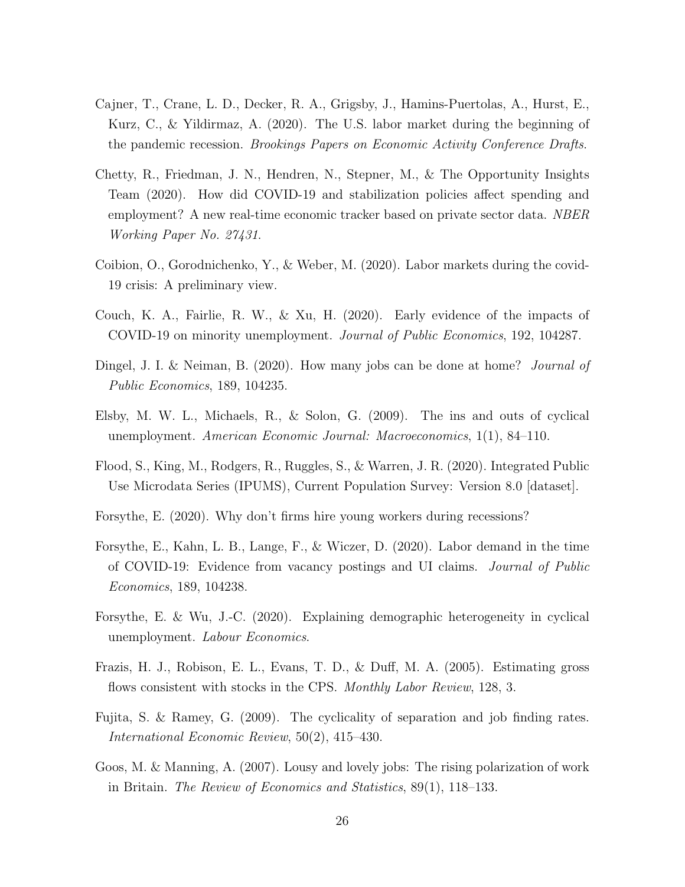Cajner, T., Crane, L. D., Decker, R. A., Grigsby, J., Hamins-Puertolas, A., Hurst, E., Kurz, C., & Yildirmaz, A. (2020). The U.S. labor market during the beginning of the pandemic recession. *Brookings Papers on Economic Activity Conference Drafts*.

Chetty, R., Friedman, J. N., Hendren, N., Stepner, M., & The Opportunity Insights Team (2020). How did COVID-19 and stabilization policies affect spending and employment? A new real-time economic tracker based on private sector data. *NBER Working Paper No. 27431*.

Coibion, O., Gorodnichenko, Y., & Weber, M. (2020). Labor markets during the covid-19 crisis: A preliminary view.

Couch, K. A., Fairlie, R. W., & Xu, H. (2020). Early evidence of the impacts of COVID-19 on minority unemployment. *Journal of Public Economics*, 192, 104287.

Dingel, J. I. & Neiman, B. (2020). How many jobs can be done at home? *Journal of Public Economics*, 189, 104235.

Elsby, M. W. L., Michaels, R., & Solon, G. (2009). The ins and outs of cyclical unemployment. *American Economic Journal: Macroeconomics*, 1(1), 84–110.

Flood, S., King, M., Rodgers, R., Ruggles, S., & Warren, J. R. (2020). Integrated Public Use Microdata Series (IPUMS), Current Population Survey: Version 8.0 [dataset].

Forsythe, E. (2020). Why don't firms hire young workers during recessions?

Forsythe, E., Kahn, L. B., Lange, F., & Wiczer, D. (2020). Labor demand in the time of COVID-19: Evidence from vacancy postings and UI claims. *Journal of Public Economics*, 189, 104238.

Forsythe, E. & Wu, J.-C. (2020). Explaining demographic heterogeneity in cyclical unemployment. *Labour Economics*.

Frazis, H. J., Robison, E. L., Evans, T. D., & Duff, M. A. (2005). Estimating gross flows consistent with stocks in the CPS. *Monthly Labor Review*, 128, 3.

Fujita, S. & Ramey, G. (2009). The cyclicality of separation and job finding rates. *International Economic Review*, 50(2), 415–430.

Goos, M. & Manning, A. (2007). Lousy and lovely jobs: The rising polarization of work in Britain. *The Review of Economics and Statistics*, 89(1), 118–133.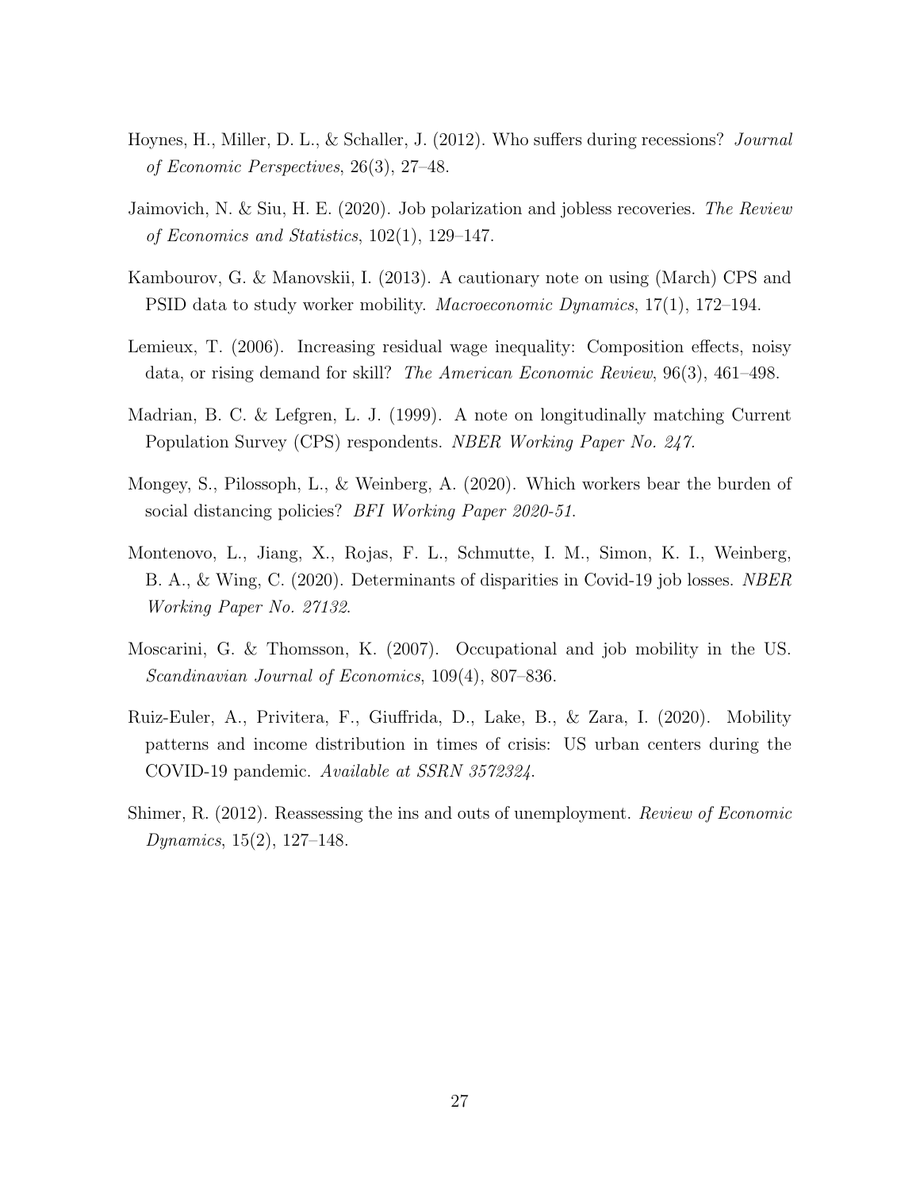Hoynes, H., Miller, D. L., & Schaller, J. (2012). Who suffers during recessions? *Journal of Economic Perspectives*, 26(3), 27–48.

Jaimovich, N. & Siu, H. E. (2020). Job polarization and jobless recoveries. *The Review of Economics and Statistics*, 102(1), 129–147.

Kambourov, G. & Manovskii, I. (2013). A cautionary note on using (March) CPS and PSID data to study worker mobility. *Macroeconomic Dynamics*, 17(1), 172–194.

Lemieux, T. (2006). Increasing residual wage inequality: Composition effects, noisy data, or rising demand for skill? *The American Economic Review*, 96(3), 461–498.

Madrian, B. C. & Lefgren, L. J. (1999). A note on longitudinally matching Current Population Survey (CPS) respondents. *NBER Working Paper No. 247*.

Mongey, S., Pilossoph, L., & Weinberg, A. (2020). Which workers bear the burden of social distancing policies? *BFI Working Paper 2020-51*.

Montenovo, L., Jiang, X., Rojas, F. L., Schmutte, I. M., Simon, K. I., Weinberg, B. A., & Wing, C. (2020). Determinants of disparities in Covid-19 job losses. *NBER Working Paper No. 27132*.

Moscarini, G. & Thomsson, K. (2007). Occupational and job mobility in the US. *Scandinavian Journal of Economics*, 109(4), 807–836.

Ruiz-Euler, A., Privitera, F., Giuffrida, D., Lake, B., & Zara, I. (2020). Mobility patterns and income distribution in times of crisis: US urban centers during the COVID-19 pandemic. *Available at SSRN 3572324*.

Shimer, R. (2012). Reassessing the ins and outs of unemployment. *Review of Economic Dynamics*, 15(2), 127–148.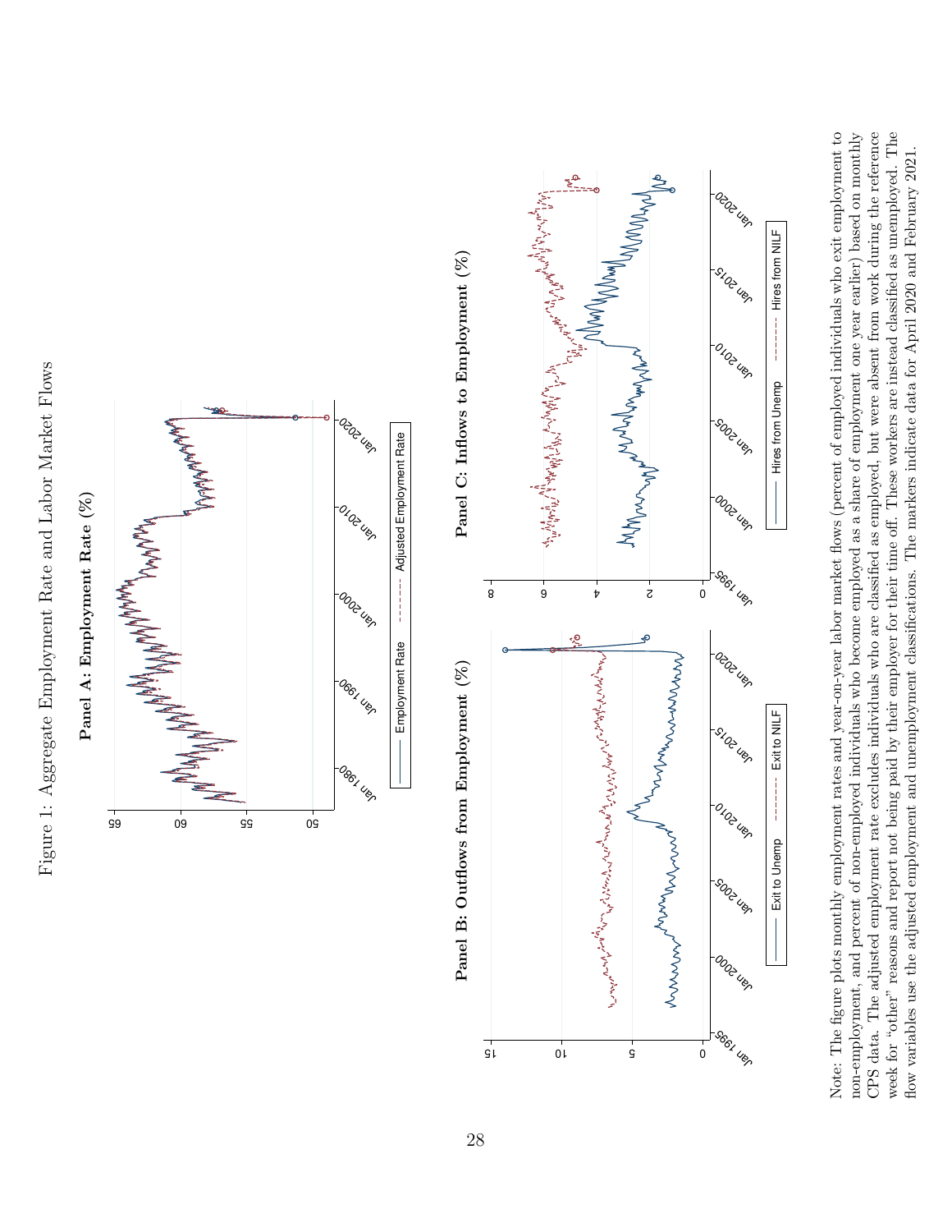Figure 1: Aggregate Employment Rate and Labor Market Flows

**Panel A: Employment Rate (%)**

**Panel B: Outflows from Employment (%)**

**Panel C: Inflows to Employment (%)**

Note: The figure plots monthly employment rates and year-on-year labor market flows (percent of employed individuals who exit employment to non-employment, and percent of non-employed individuals who become employed as a share of employment one year earlier) based on monthly CPS data. The adjusted employment rate excludes individuals who are classified as employed, but were absent from work during the reference week for "other" reasons and report not being paid by their employer for their time off. These workers are instead classified as unemployed. The flow variables use the adjusted employment and unemployment classifications. The markers indicate data for April 2020 and February 2021.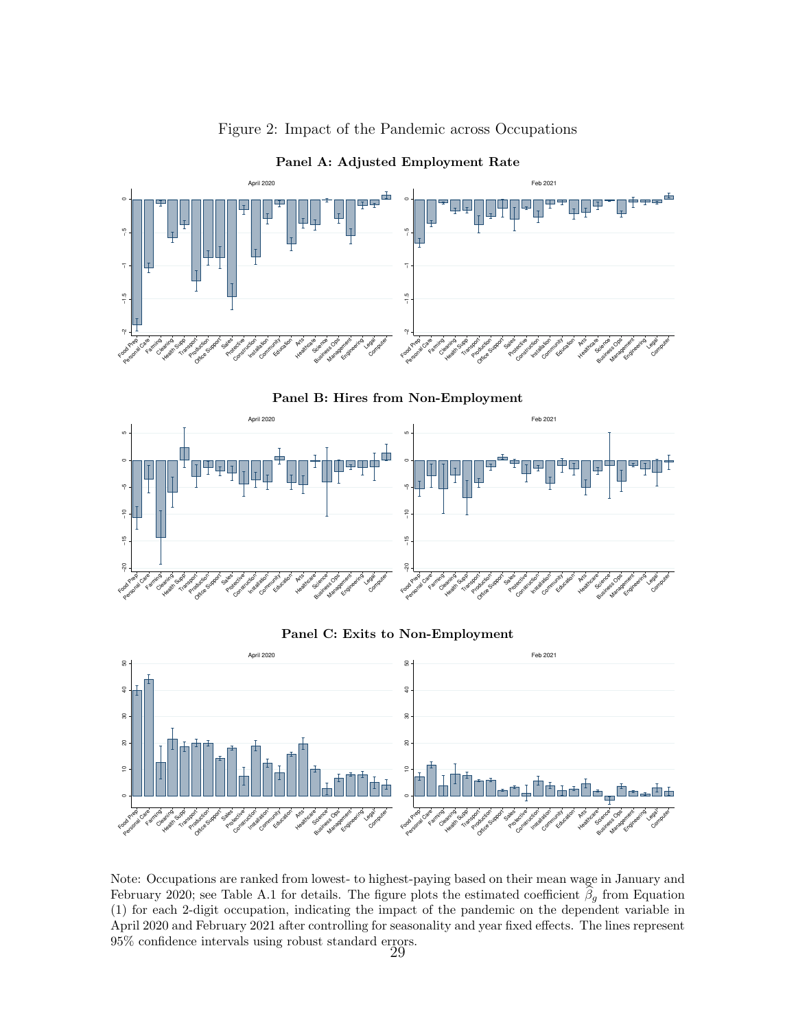Figure 2: Impact of the Pandemic across Occupations

**Panel A: Adjusted Employment Rate**

**Panel B: Hires from Non-Employment**

**Panel C: Exits to Non-Employment**

Note: Occupations are ranked from lowest- to highest-paying based on their mean wage in January and February 2020; see Table A.1 for details. The figure plots the estimated coefficient $\widehat{\beta}_g$ from Equation (1) for each 2-digit occupation, indicating the impact of the pandemic on the dependent variable in April 2020 and February 2021 after controlling for seasonality and year fixed effects. The lines represent 95% confidence intervals using robust standard errors.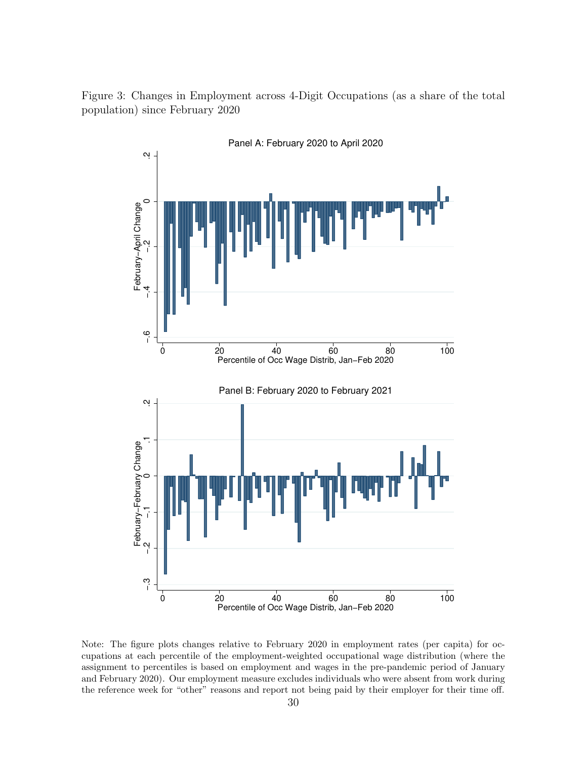Figure 3: Changes in Employment across 4-Digit Occupations (as a share of the total population) since February 2020

Note: The figure plots changes relative to February 2020 in employment rates (per capita) for occupations at each percentile of the employment-weighted occupational wage distribution (where the assignment to percentiles is based on employment and wages in the pre-pandemic period of January and February 2020). Our employment measure excludes individuals who were absent from work during the reference week for "other" reasons and report not being paid by their employer for their time off.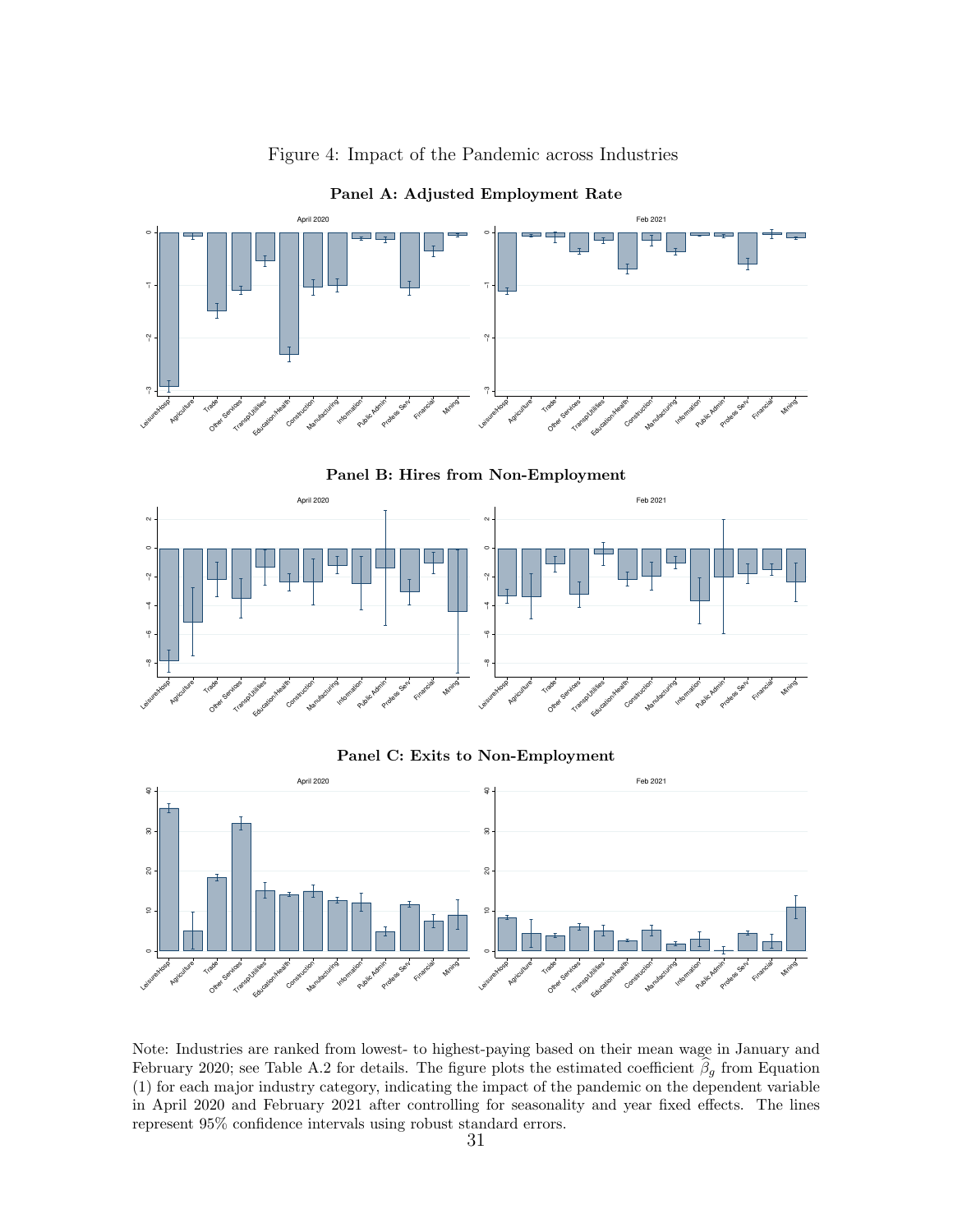Figure 4: Impact of the Pandemic across Industries

**Panel A: Adjusted Employment Rate**

**Panel B: Hires from Non-Employment**

**Panel C: Exits to Non-Employment**

Note: Industries are ranked from lowest- to highest-paying based on their mean wage in January and February 2020; see Table A.2 for details. The figure plots the estimated coefficient $\widehat{\beta}_g$ from Equation (1) for each major industry category, indicating the impact of the pandemic on the dependent variable in April 2020 and February 2021 after controlling for seasonality and year fixed effects. The lines represent 95% confidence intervals using robust standard errors.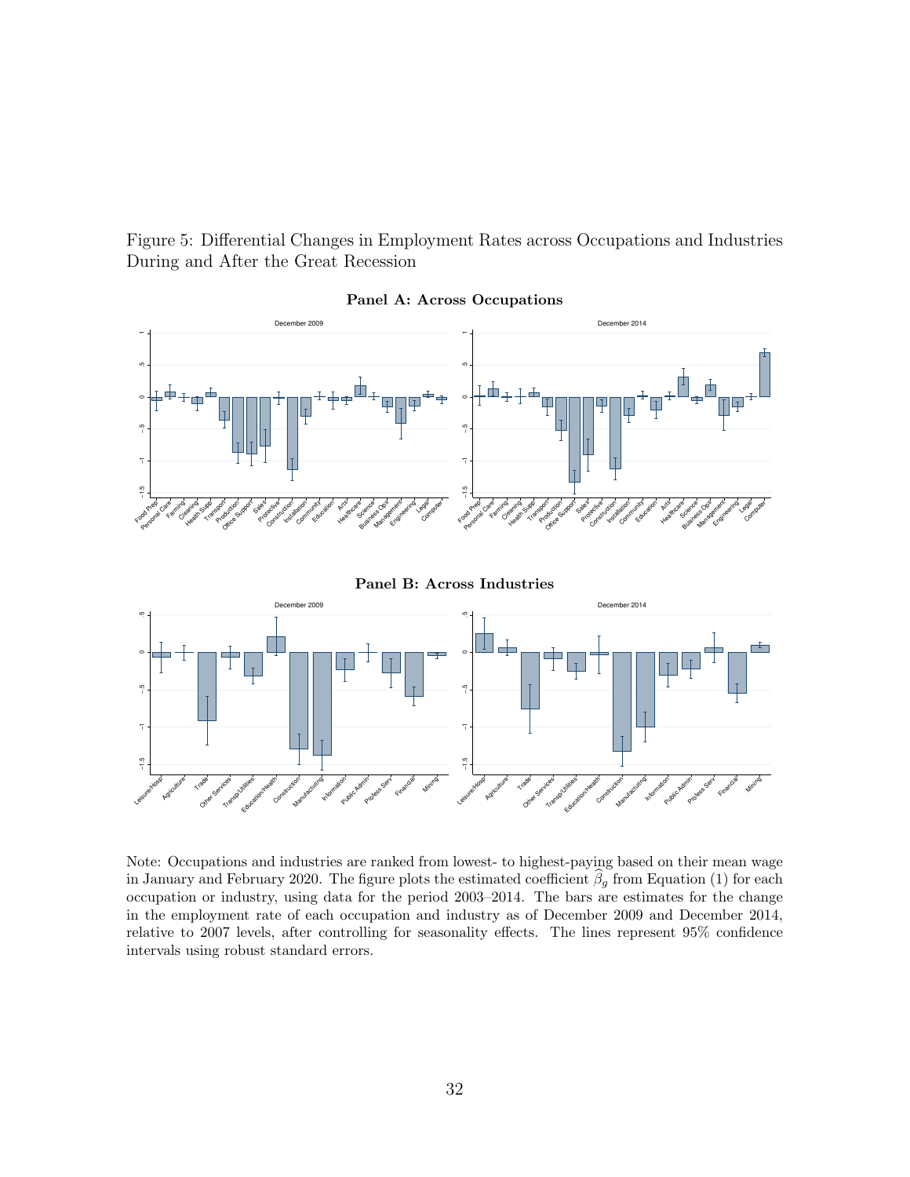Figure 5: Differential Changes in Employment Rates across Occupations and Industries During and After the Great Recession

**Panel A: Across Occupations**

**Panel B: Across Industries**

Note: Occupations and industries are ranked from lowest- to highest-paying based on their mean wage in January and February 2020. The figure plots the estimated coefficient $\widehat{\beta}_g$ from Equation (1) for each occupation or industry, using data for the period 2003–2014. The bars are estimates for the change in the employment rate of each occupation and industry as of December 2009 and December 2014, relative to 2007 levels, after controlling for seasonality effects. The lines represent 95% confidence intervals using robust standard errors.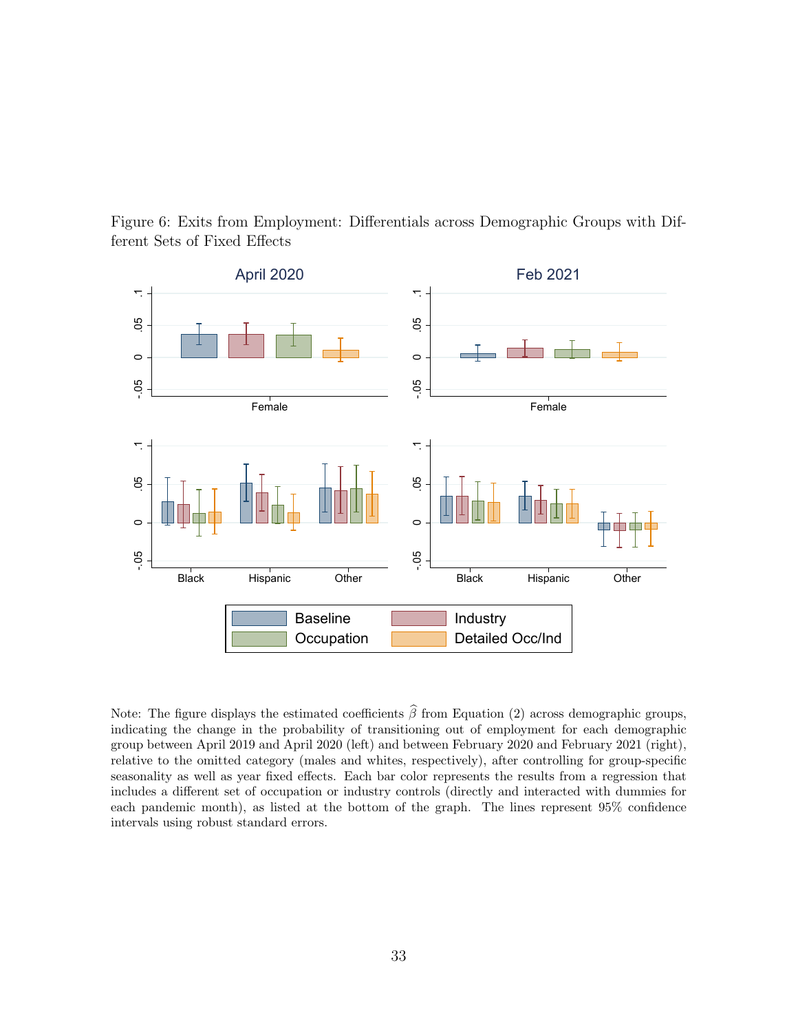Figure 6: Exits from Employment: Differentials across Demographic Groups with Different Sets of Fixed Effects

Note: The figure displays the estimated coefficients $\widehat{\beta}$ from Equation (2) across demographic groups, indicating the change in the probability of transitioning out of employment for each demographic group between April 2019 and April 2020 (left) and between February 2020 and February 2021 (right), relative to the omitted category (males and whites, respectively), after controlling for group-specific seasonality as well as year fixed effects. Each bar color represents the results from a regression that includes a different set of occupation or industry controls (directly and interacted with dummies for each pandemic month), as listed at the bottom of the graph. The lines represent 95% confidence intervals using robust standard errors.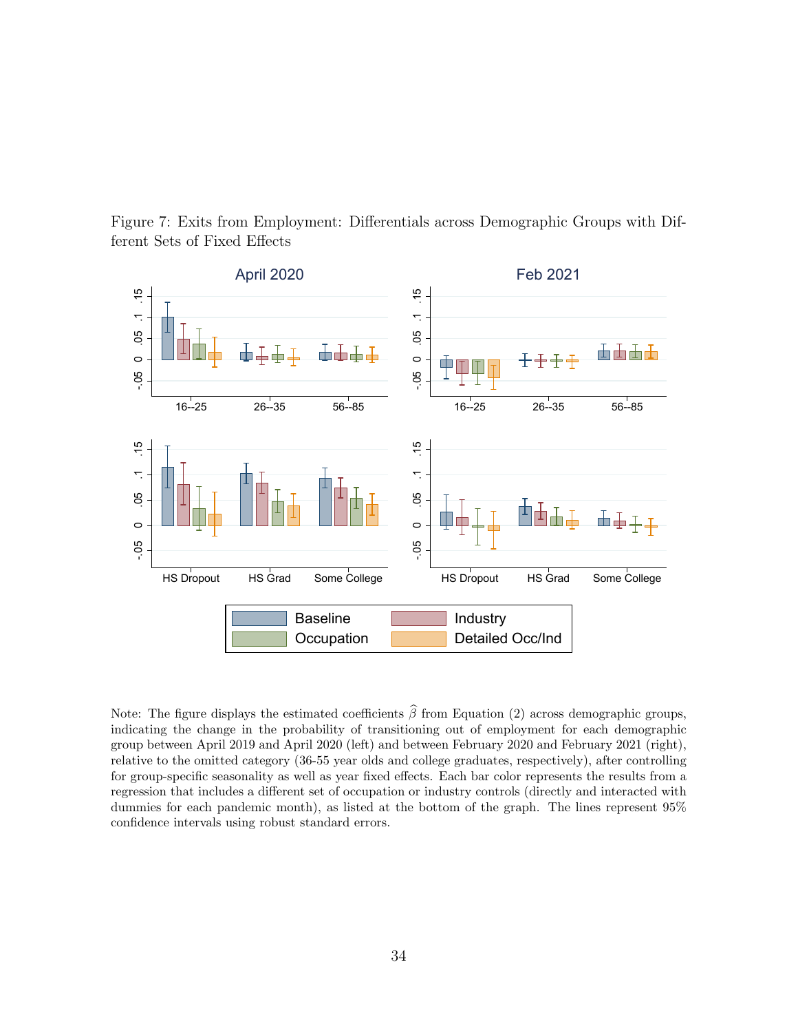Figure 7: Exits from Employment: Differentials across Demographic Groups with Different Sets of Fixed Effects

Note: The figure displays the estimated coefficients $\widehat{\beta}$ from Equation (2) across demographic groups, indicating the change in the probability of transitioning out of employment for each demographic group between April 2019 and April 2020 (left) and between February 2020 and February 2021 (right), relative to the omitted category (36-55 year olds and college graduates, respectively), after controlling for group-specific seasonality as well as year fixed effects. Each bar color represents the results from a regression that includes a different set of occupation or industry controls (directly and interacted with dummies for each pandemic month), as listed at the bottom of the graph. The lines represent 95% confidence intervals using robust standard errors.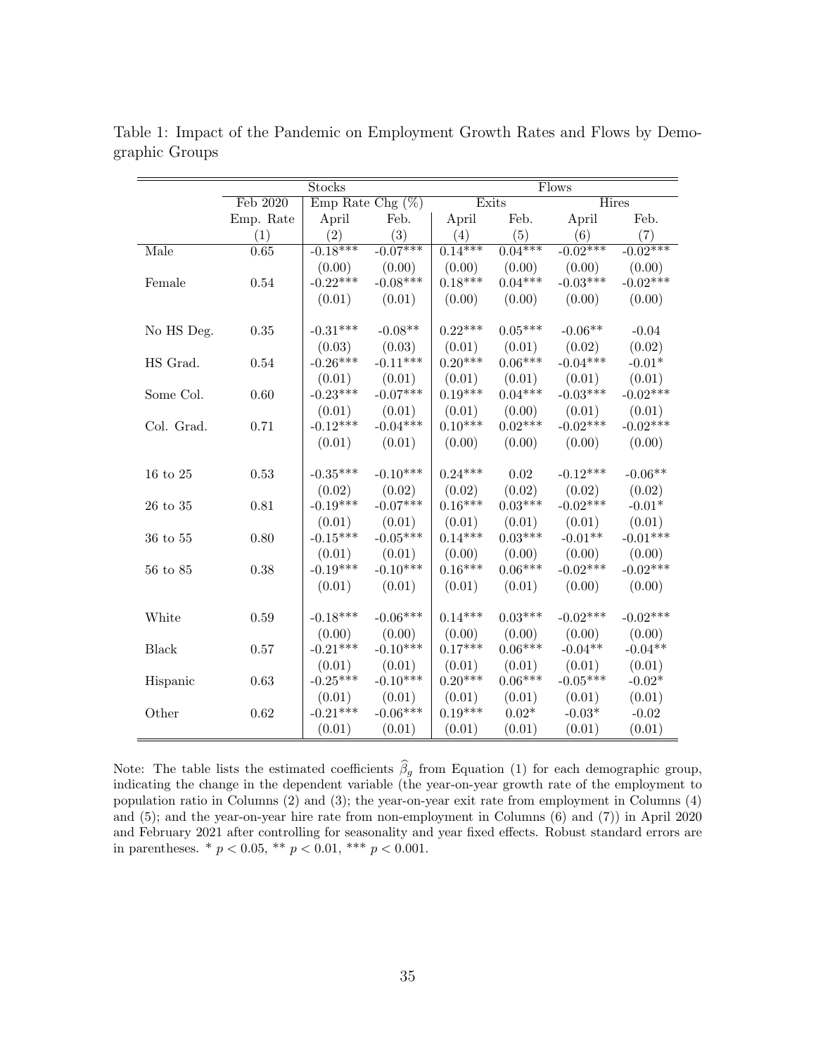Table 1: Impact of the Pandemic on Employment Growth Rates and Flows by Demographic Groups

| | Stocks | | | Flows | | | |
|---|---|---|---|---|---|---|---|
| | Feb 2020 | Emp Rate Chg (%) | | Exits | | Hires | |
| | Emp. Rate | April | Feb. | April | Feb. | April | Feb. |
| | (1) | (2) | (3) | (4) | (5) | (6) | (7) |
| Male | 0.65 | -0.18*** | -0.07*** | 0.14*** | 0.04*** | -0.02*** | -0.02*** |
| | | (0.00) | (0.00) | (0.00) | (0.00) | (0.00) | (0.00) |
| Female | 0.54 | -0.22*** | -0.08*** | 0.18*** | 0.04*** | -0.03*** | -0.02*** |
| | | (0.01) | (0.01) | (0.00) | (0.00) | (0.00) | (0.00) |
| No HS Deg. | 0.35 | -0.31*** | -0.08** | 0.22*** | 0.05*** | -0.06** | -0.04 |
| | | (0.03) | (0.03) | (0.01) | (0.01) | (0.02) | (0.02) |
| HS Grad. | 0.54 | -0.26*** | -0.11*** | 0.20*** | 0.06*** | -0.04*** | -0.01* |
| | | (0.01) | (0.01) | (0.01) | (0.01) | (0.01) | (0.01) |
| Some Col. | 0.60 | -0.23*** | -0.07*** | 0.19*** | 0.04*** | -0.03*** | -0.02*** |
| | | (0.01) | (0.01) | (0.01) | (0.00) | (0.01) | (0.01) |
| Col. Grad. | 0.71 | -0.12*** | -0.04*** | 0.10*** | 0.02*** | -0.02*** | -0.02*** |
| | | (0.01) | (0.01) | (0.00) | (0.00) | (0.00) | (0.00) |
| 16 to 25 | 0.53 | -0.35*** | -0.10*** | 0.24*** | 0.02 | -0.12*** | -0.06** |
| | | (0.02) | (0.02) | (0.02) | (0.02) | (0.02) | (0.02) |
| 26 to 35 | 0.81 | -0.19*** | -0.07*** | 0.16*** | 0.03*** | -0.02*** | -0.01* |
| | | (0.01) | (0.01) | (0.01) | (0.01) | (0.01) | (0.01) |
| 36 to 55 | 0.80 | -0.15*** | -0.05*** | 0.14*** | 0.03*** | -0.01** | -0.01*** |
| | | (0.01) | (0.01) | (0.00) | (0.00) | (0.00) | (0.00) |
| 56 to 85 | 0.38 | -0.19*** | -0.10*** | 0.16*** | 0.06*** | -0.02*** | -0.02*** |
| | | (0.01) | (0.01) | (0.01) | (0.01) | (0.00) | (0.00) |
| White | 0.59 | -0.18*** | -0.06*** | 0.14*** | 0.03*** | -0.02*** | -0.02*** |
| | | (0.00) | (0.00) | (0.00) | (0.00) | (0.00) | (0.00) |
| Black | 0.57 | -0.21*** | -0.10*** | 0.17*** | 0.06*** | -0.04** | -0.04** |
| | | (0.01) | (0.01) | (0.01) | (0.01) | (0.01) | (0.01) |
| Hispanic | 0.63 | -0.25*** | -0.10*** | 0.20*** | 0.06*** | -0.05*** | -0.02* |
| | | (0.01) | (0.01) | (0.01) | (0.01) | (0.01) | (0.01) |
| Other | 0.62 | -0.21*** | -0.06*** | 0.19*** | 0.02* | -0.03* | -0.02 |
| | | (0.01) | (0.01) | (0.01) | (0.01) | (0.01) | (0.01) |

Note: The table lists the estimated coefficients $\widehat{\beta}_g$ from Equation (1) for each demographic group, indicating the change in the dependent variable (the year-on-year growth rate of the employment to population ratio in Columns (2) and (3); the year-on-year exit rate from employment in Columns (4) and (5); and the year-on-year hire rate from non-employment in Columns (6) and (7)) in April 2020 and February 2021 after controlling for seasonality and year fixed effects. Robust standard errors are in parentheses. * $p < 0.05$, ** $p < 0.01$, *** $p < 0.001$.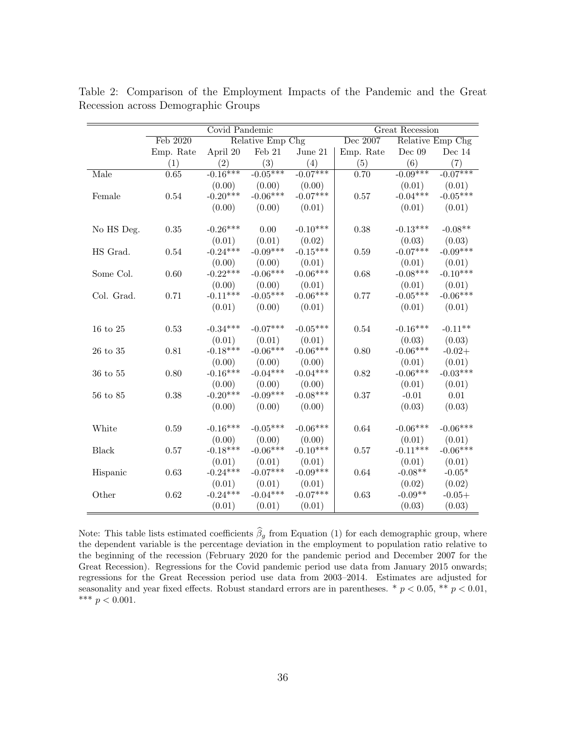Table 2: Comparison of the Employment Impacts of the Pandemic and the Great Recession across Demographic Groups

| | Covid Pandemic | | | | Great Recession | | |
|---|---|---|---|---|---|---|---|
| | Feb 2020 | Relative Emp Chg | | | Dec 2007 | Relative Emp Chg | |
| | Emp. Rate | April 20 | Feb 21 | June 21 | Emp. Rate | Dec 09 | Dec 14 |
| | (1) | (2) | (3) | (4) | (5) | (6) | (7) |
| Male | 0.65 | -0.16*** | -0.05*** | -0.07*** | 0.70 | -0.09*** | -0.07*** |
| | | (0.00) | (0.00) | (0.00) | | (0.01) | (0.01) |
| Female | 0.54 | -0.20*** | -0.06*** | -0.07*** | 0.57 | -0.04*** | -0.05*** |
| | | (0.00) | (0.00) | (0.01) | | (0.01) | (0.01) |
| No HS Deg. | 0.35 | -0.26*** | 0.00 | -0.10*** | 0.38 | -0.13*** | -0.08** |
| | | (0.01) | (0.01) | (0.02) | | (0.03) | (0.03) |
| HS Grad. | 0.54 | -0.24*** | -0.09*** | -0.15*** | 0.59 | -0.07*** | -0.09*** |
| | | (0.00) | (0.00) | (0.01) | | (0.01) | (0.01) |
| Some Col. | 0.60 | -0.22*** | -0.06*** | -0.06*** | 0.68 | -0.08*** | -0.10*** |
| | | (0.00) | (0.00) | (0.01) | | (0.01) | (0.01) |
| Col. Grad. | 0.71 | -0.11*** | -0.05*** | -0.06*** | 0.77 | -0.05*** | -0.06*** |
| | | (0.01) | (0.00) | (0.01) | | (0.01) | (0.01) |
| 16 to 25 | 0.53 | -0.34*** | -0.07*** | -0.05*** | 0.54 | -0.16*** | -0.11** |
| | | (0.01) | (0.01) | (0.01) | | (0.03) | (0.03) |
| 26 to 35 | 0.81 | -0.18*** | -0.06*** | -0.06*** | 0.80 | -0.06*** | -0.02+ |
| | | (0.00) | (0.00) | (0.00) | | (0.01) | (0.01) |
| 36 to 55 | 0.80 | -0.16*** | -0.04*** | -0.04*** | 0.82 | -0.06*** | -0.03*** |
| | | (0.00) | (0.00) | (0.00) | | (0.01) | (0.01) |
| 56 to 85 | 0.38 | -0.20*** | -0.09*** | -0.08*** | 0.37 | -0.01 | 0.01 |
| | | (0.00) | (0.00) | (0.00) | | (0.03) | (0.03) |
| White | 0.59 | -0.16*** | -0.05*** | -0.06*** | 0.64 | -0.06*** | -0.06*** |
| | | (0.00) | (0.00) | (0.00) | | (0.01) | (0.01) |
| Black | 0.57 | -0.18*** | -0.06*** | -0.10*** | 0.57 | -0.11*** | -0.06*** |
| | | (0.01) | (0.01) | (0.01) | | (0.01) | (0.01) |
| Hispanic | 0.63 | -0.24*** | -0.07*** | -0.09*** | 0.64 | -0.08** | -0.05* |
| | | (0.01) | (0.01) | (0.01) | | (0.02) | (0.02) |
| Other | 0.62 | -0.24*** | -0.04*** | -0.07*** | 0.63 | -0.09** | -0.05+ |
| | | (0.01) | (0.01) | (0.01) | | (0.03) | (0.03) |

Note: This table lists estimated coefficients $\widehat{\beta}_g$ from Equation (1) for each demographic group, where the dependent variable is the percentage deviation in the employment to population ratio relative to the beginning of the recession (February 2020 for the pandemic period and December 2007 for the Great Recession). Regressions for the Covid pandemic period use data from January 2015 onwards; regressions for the Great Recession period use data from 2003–2014. Estimates are adjusted for seasonality and year fixed effects. Robust standard errors are in parentheses. * $p < 0.05$, ** $p < 0.01$, *** $p < 0.001$.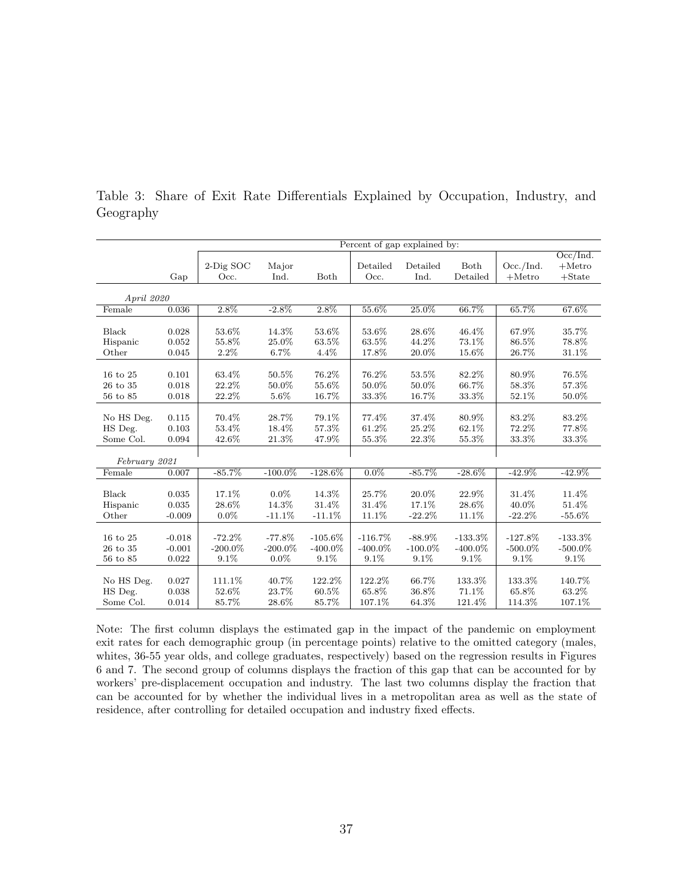Table 3: Share of Exit Rate Differentials Explained by Occupation, Industry, and Geography

| | | Percent of gap explained by: | | | | | | | |
|---|---|---|---|---|---|---|---|---|---|
| | Gap | 2-Dig SOC Occ. | Major Ind. | Both | Detailed Occ. | Detailed Ind. | Both Detailed | Occ./Ind. +Metro | Occ/Ind. +Metro +State |
| *April 2020* | | | | | | | | | |
| Female | 0.036 | 2.8% | -2.8% | 2.8% | 55.6% | 25.0% | 66.7% | 65.7% | 67.6% |
| Black | 0.028 | 53.6% | 14.3% | 53.6% | 53.6% | 28.6% | 46.4% | 67.9% | 35.7% |
| Hispanic | 0.052 | 55.8% | 25.0% | 63.5% | 63.5% | 44.2% | 73.1% | 86.5% | 78.8% |
| Other | 0.045 | 2.2% | 6.7% | 4.4% | 17.8% | 20.0% | 15.6% | 26.7% | 31.1% |
| 16 to 25 | 0.101 | 63.4% | 50.5% | 76.2% | 76.2% | 53.5% | 82.2% | 80.9% | 76.5% |
| 26 to 35 | 0.018 | 22.2% | 50.0% | 55.6% | 50.0% | 50.0% | 66.7% | 58.3% | 57.3% |
| 56 to 85 | 0.018 | 22.2% | 5.6% | 16.7% | 33.3% | 16.7% | 33.3% | 52.1% | 50.0% |
| No HS Deg. | 0.115 | 70.4% | 28.7% | 79.1% | 77.4% | 37.4% | 80.9% | 83.2% | 83.2% |
| HS Deg. | 0.103 | 53.4% | 18.4% | 57.3% | 61.2% | 25.2% | 62.1% | 72.2% | 77.8% |
| Some Col. | 0.094 | 42.6% | 21.3% | 47.9% | 55.3% | 22.3% | 55.3% | 33.3% | 33.3% |
| *February 2021* | | | | | | | | | |
| Female | 0.007 | -85.7% | -100.0% | -128.6% | 0.0% | -85.7% | -28.6% | -42.9% | -42.9% |
| Black | 0.035 | 17.1% | 0.0% | 14.3% | 25.7% | 20.0% | 22.9% | 31.4% | 11.4% |
| Hispanic | 0.035 | 28.6% | 14.3% | 31.4% | 31.4% | 17.1% | 28.6% | 40.0% | 51.4% |
| Other | -0.009 | 0.0% | -11.1% | -11.1% | 11.1% | -22.2% | 11.1% | -22.2% | -55.6% |
| 16 to 25 | -0.018 | -72.2% | -77.8% | -105.6% | -116.7% | -88.9% | -133.3% | -127.8% | -133.3% |
| 26 to 35 | -0.001 | -200.0% | -200.0% | -400.0% | -400.0% | -100.0% | -400.0% | -500.0% | -500.0% |
| 56 to 85 | 0.022 | 9.1% | 0.0% | 9.1% | 9.1% | 9.1% | 9.1% | 9.1% | 9.1% |
| No HS Deg. | 0.027 | 111.1% | 40.7% | 122.2% | 122.2% | 66.7% | 133.3% | 133.3% | 140.7% |
| HS Deg. | 0.038 | 52.6% | 23.7% | 60.5% | 65.8% | 36.8% | 71.1% | 65.8% | 63.2% |
| Some Col. | 0.014 | 85.7% | 28.6% | 85.7% | 107.1% | 64.3% | 121.4% | 114.3% | 107.1% |

Note: The first column displays the estimated gap in the impact of the pandemic on employment exit rates for each demographic group (in percentage points) relative to the omitted category (males, whites, 36-55 year olds, and college graduates, respectively) based on the regression results in Figures 6 and 7. The second group of columns displays the fraction of this gap that can be accounted for by workers' pre-displacement occupation and industry. The last two columns display the fraction that can be accounted for by whether the individual lives in a metropolitan area as well as the state of residence, after controlling for detailed occupation and industry fixed effects.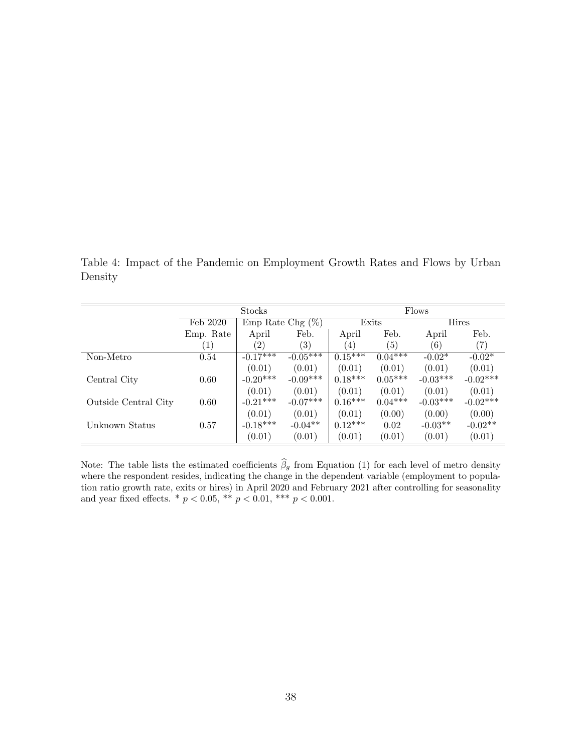Table 4: Impact of the Pandemic on Employment Growth Rates and Flows by Urban Density

| | Stocks | | | Flows | | | |
|---|---|---|---|---|---|---|---|
| | Feb 2020 | Emp Rate Chg (%) | | Exits | | Hires | |
| | Emp. Rate | April | Feb. | April | Feb. | April | Feb. |
| | (1) | (2) | (3) | (4) | (5) | (6) | (7) |
| Non-Metro | 0.54 | -0.17*** | -0.05*** | 0.15*** | 0.04*** | -0.02* | -0.02* |
| | | (0.01) | (0.01) | (0.01) | (0.01) | (0.01) | (0.01) |
| Central City | 0.60 | -0.20*** | -0.09*** | 0.18*** | 0.05*** | -0.03*** | -0.02*** |
| | | (0.01) | (0.01) | (0.01) | (0.01) | (0.01) | (0.01) |
| Outside Central City | 0.60 | -0.21*** | -0.07*** | 0.16*** | 0.04*** | -0.03*** | -0.02*** |
| | | (0.01) | (0.01) | (0.01) | (0.00) | (0.00) | (0.00) |
| Unknown Status | 0.57 | -0.18*** | -0.04** | 0.12*** | 0.02 | -0.03** | -0.02** |
| | | (0.01) | (0.01) | (0.01) | (0.01) | (0.01) | (0.01) |

Note: The table lists the estimated coefficients $\widehat{\beta}_g$ from Equation (1) for each level of metro density where the respondent resides, indicating the change in the dependent variable (employment to population ratio growth rate, exits or hires) in April 2020 and February 2021 after controlling for seasonality and year fixed effects. * $p < 0.05$, ** $p < 0.01$, *** $p < 0.001$.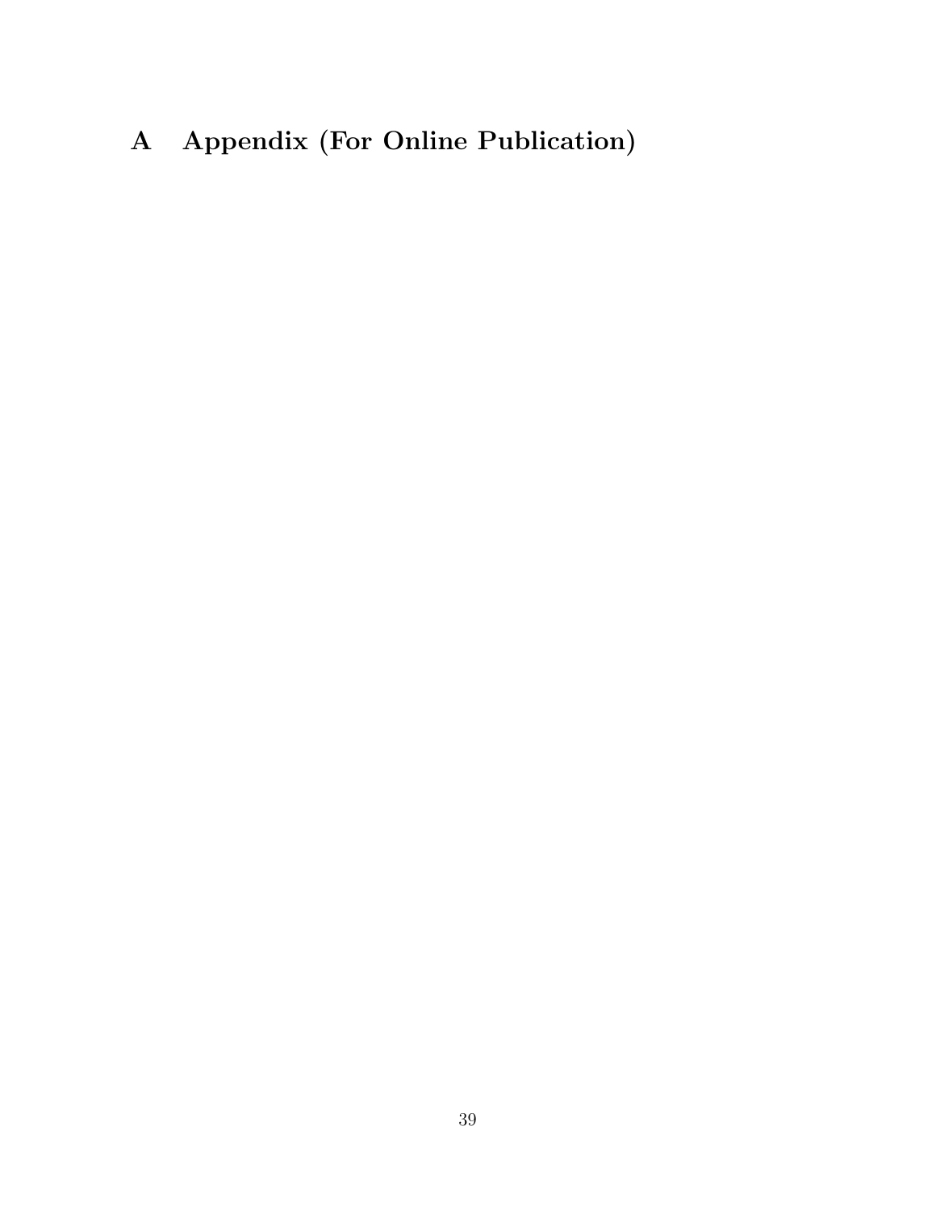# A Appendix (For Online Publication)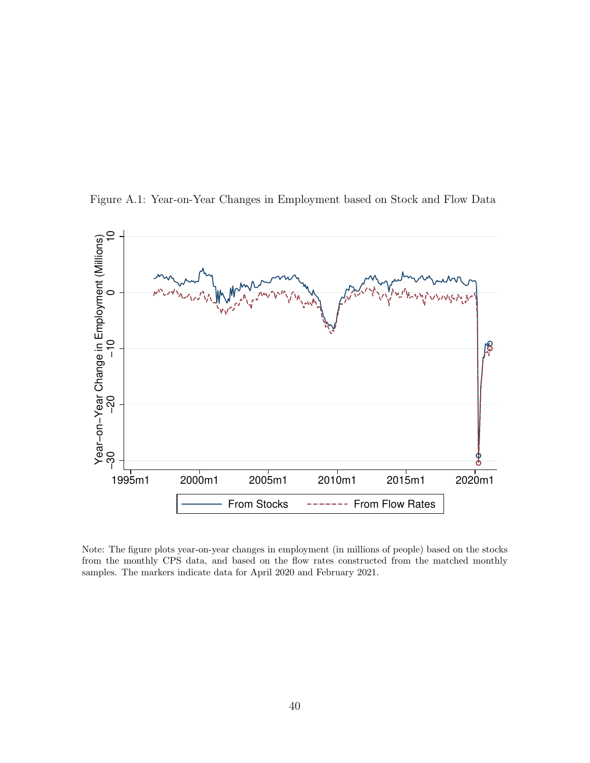Figure A.1: Year-on-Year Changes in Employment based on Stock and Flow Data

Note: The figure plots year-on-year changes in employment (in millions of people) based on the stocks from the monthly CPS data, and based on the flow rates constructed from the matched monthly samples. The markers indicate data for April 2020 and February 2021.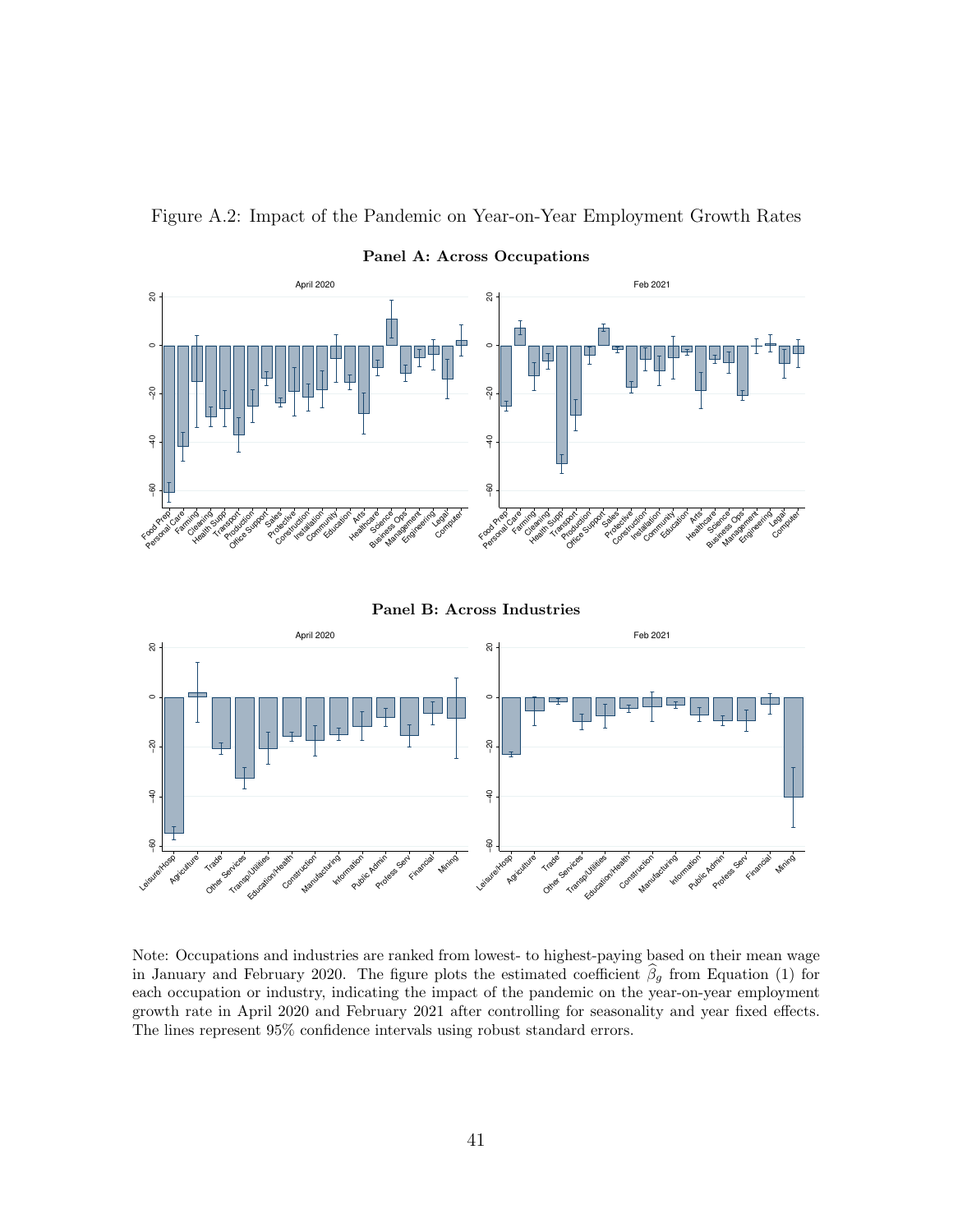Figure A.2: Impact of the Pandemic on Year-on-Year Employment Growth Rates

**Panel A: Across Occupations**

**Panel B: Across Industries**

Note: Occupations and industries are ranked from lowest- to highest-paying based on their mean wage in January and February 2020. The figure plots the estimated coefficient $\widehat{\beta}_g$ from Equation (1) for each occupation or industry, indicating the impact of the pandemic on the year-on-year employment growth rate in April 2020 and February 2021 after controlling for seasonality and year fixed effects. The lines represent 95% confidence intervals using robust standard errors.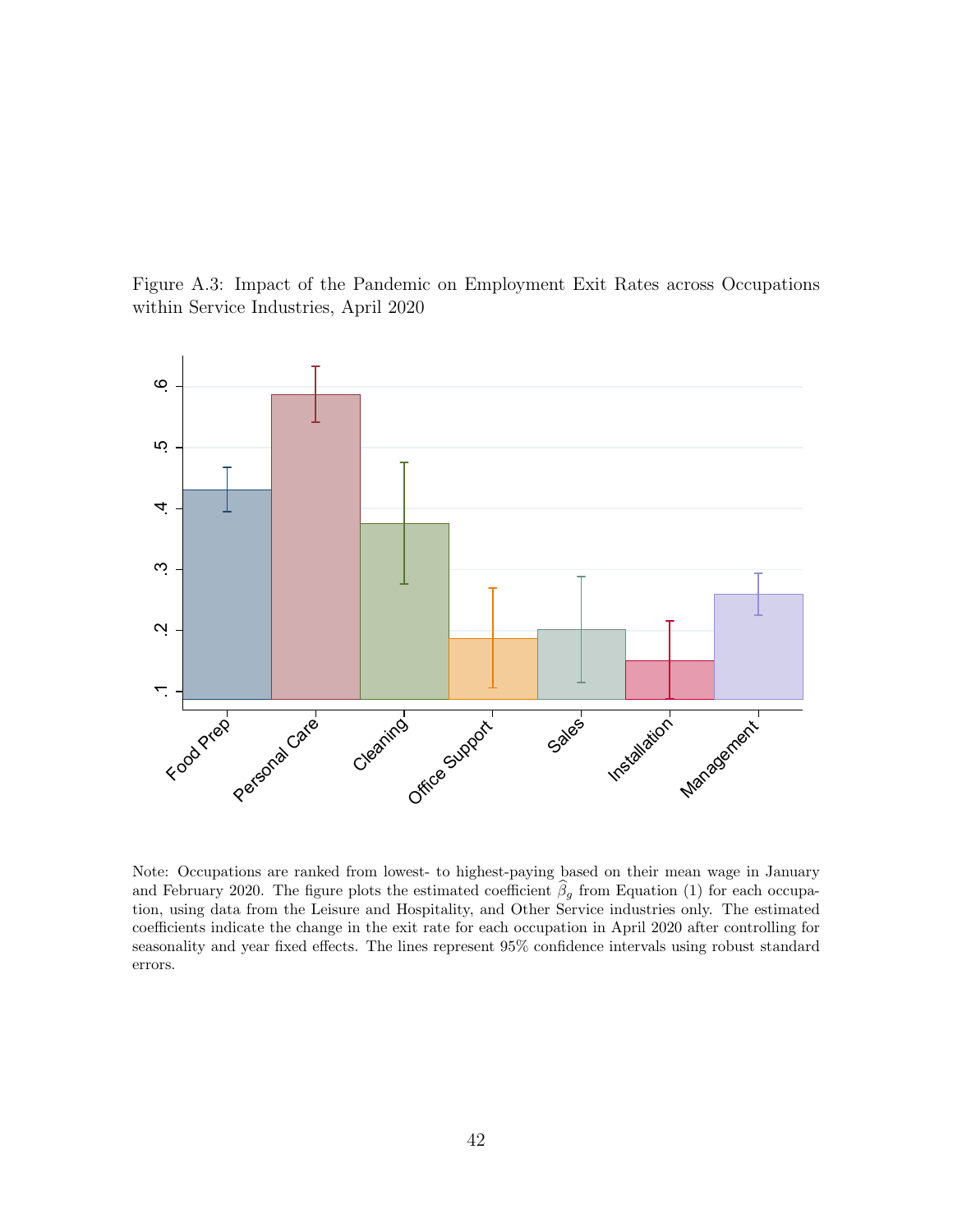Figure A.3: Impact of the Pandemic on Employment Exit Rates across Occupations within Service Industries, April 2020

Note: Occupations are ranked from lowest- to highest-paying based on their mean wage in January and February 2020. The figure plots the estimated coefficient $\widehat{\beta}_g$ from Equation (1) for each occupation, using data from the Leisure and Hospitality, and Other Service industries only. The estimated coefficients indicate the change in the exit rate for each occupation in April 2020 after controlling for seasonality and year fixed effects. The lines represent 95% confidence intervals using robust standard errors.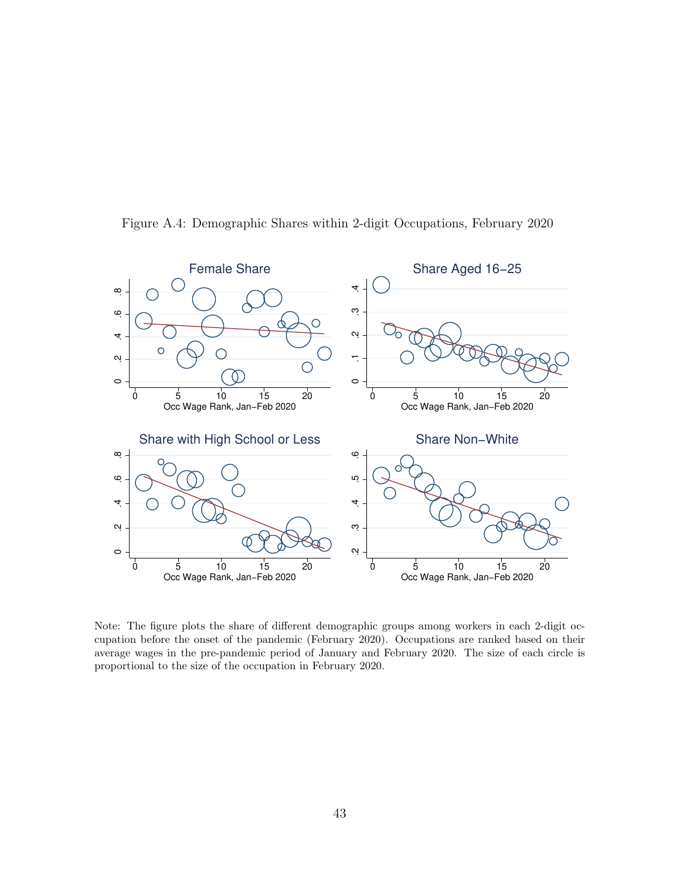Figure A.4: Demographic Shares within 2-digit Occupations, February 2020

Note: The figure plots the share of different demographic groups among workers in each 2-digit occupation before the onset of the pandemic (February 2020). Occupations are ranked based on their average wages in the pre-pandemic period of January and February 2020. The size of each circle is proportional to the size of the occupation in February 2020.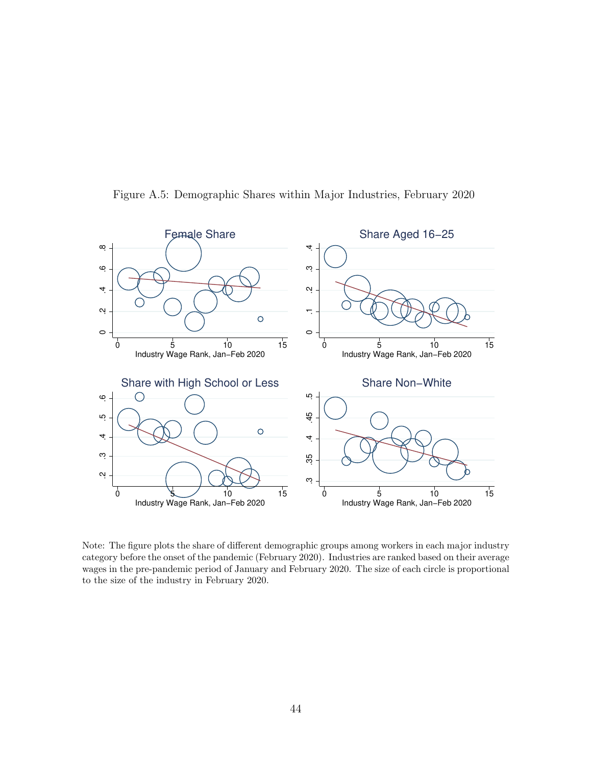Figure A.5: Demographic Shares within Major Industries, February 2020

Note: The figure plots the share of different demographic groups among workers in each major industry category before the onset of the pandemic (February 2020). Industries are ranked based on their average wages in the pre-pandemic period of January and February 2020. The size of each circle is proportional to the size of the industry in February 2020.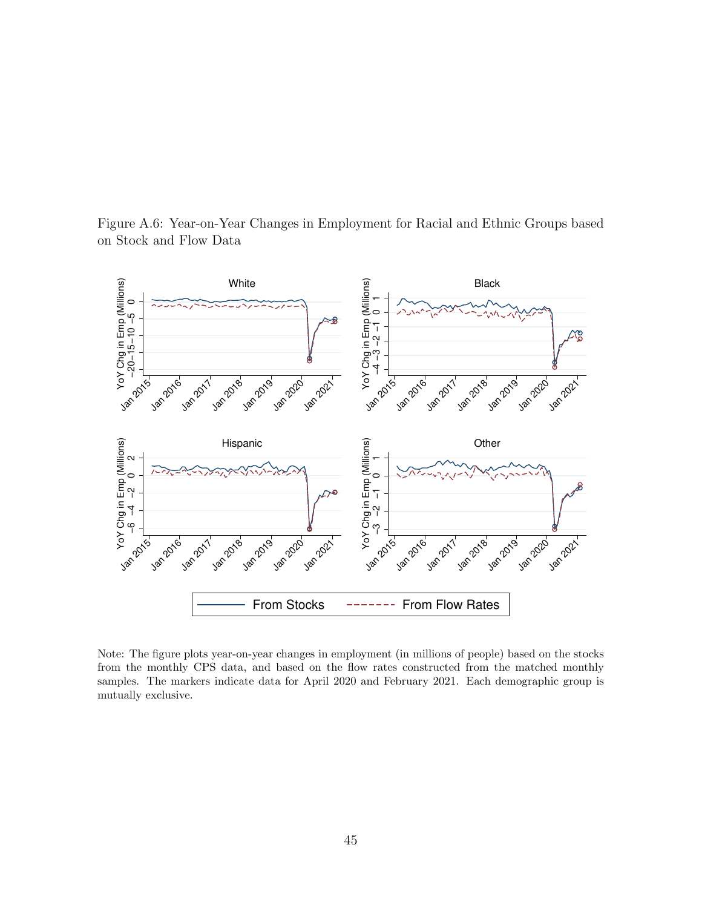Figure A.6: Year-on-Year Changes in Employment for Racial and Ethnic Groups based on Stock and Flow Data

Note: The figure plots year-on-year changes in employment (in millions of people) based on the stocks from the monthly CPS data, and based on the flow rates constructed from the matched monthly samples. The markers indicate data for April 2020 and February 2021. Each demographic group is mutually exclusive.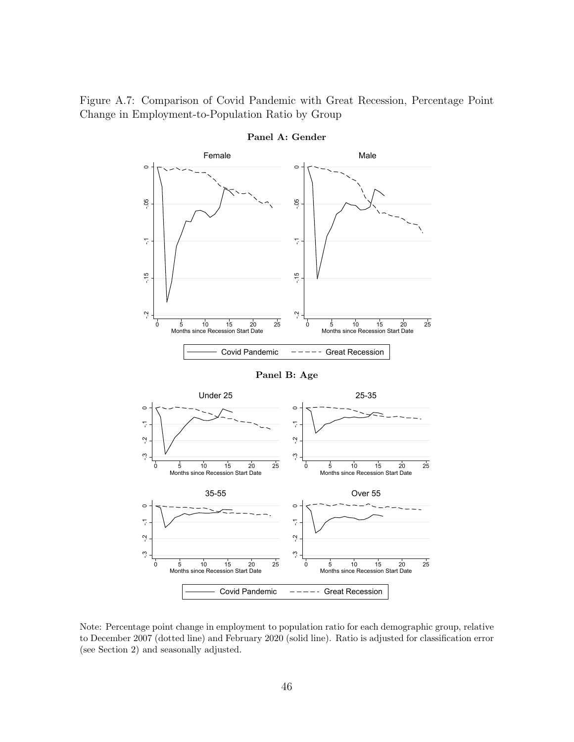Figure A.7: Comparison of Covid Pandemic with Great Recession, Percentage Point Change in Employment-to-Population Ratio by Group

**Panel A: Gender**

**Panel B: Age**

Note: Percentage point change in employment to population ratio for each demographic group, relative to December 2007 (dotted line) and February 2020 (solid line). Ratio is adjusted for classification error (see Section 2) and seasonally adjusted.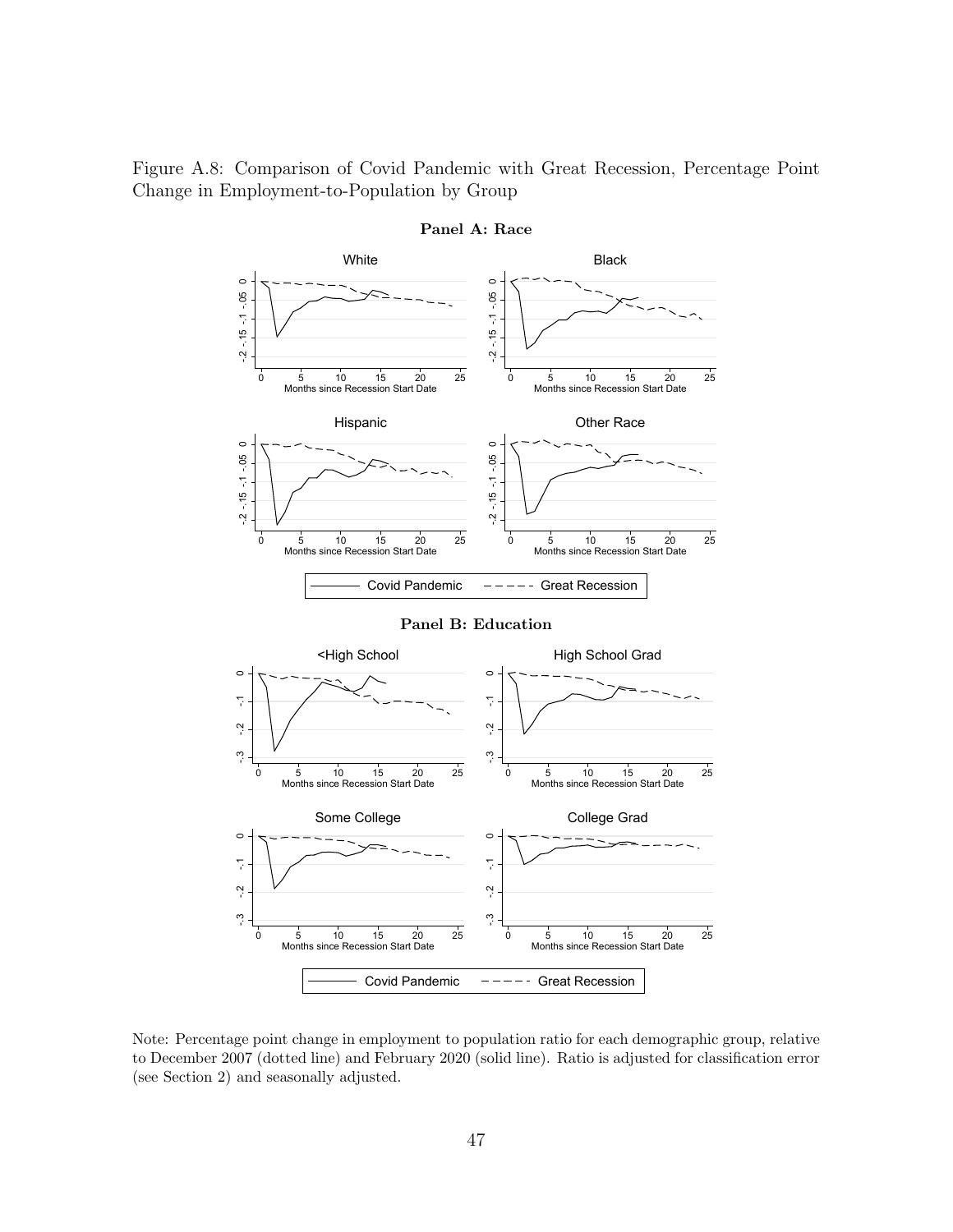Figure A.8: Comparison of Covid Pandemic with Great Recession, Percentage Point Change in Employment-to-Population by Group

**Panel A: Race**

**Panel B: Education**

Note: Percentage point change in employment to population ratio for each demographic group, relative to December 2007 (dotted line) and February 2020 (solid line). Ratio is adjusted for classification error (see Section 2) and seasonally adjusted.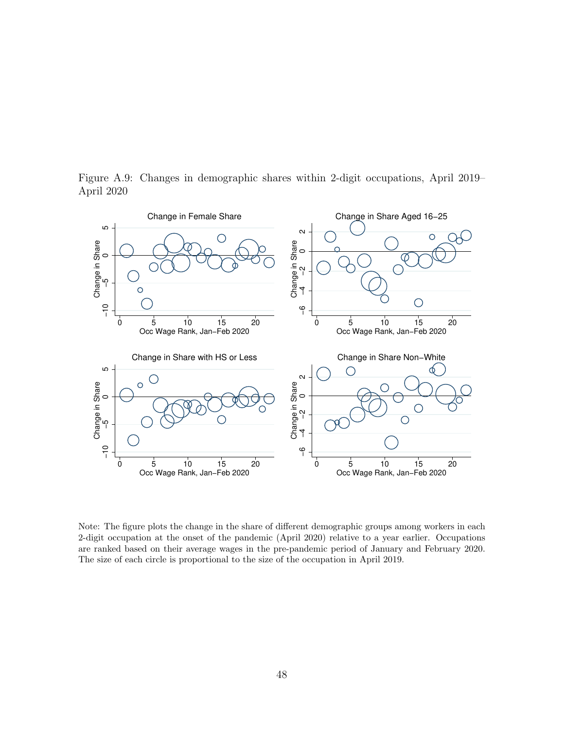Figure A.9: Changes in demographic shares within 2-digit occupations, April 2019–April 2020

Note: The figure plots the change in the share of different demographic groups among workers in each 2-digit occupation at the onset of the pandemic (April 2020) relative to a year earlier. Occupations are ranked based on their average wages in the pre-pandemic period of January and February 2020. The size of each circle is proportional to the size of the occupation in April 2019.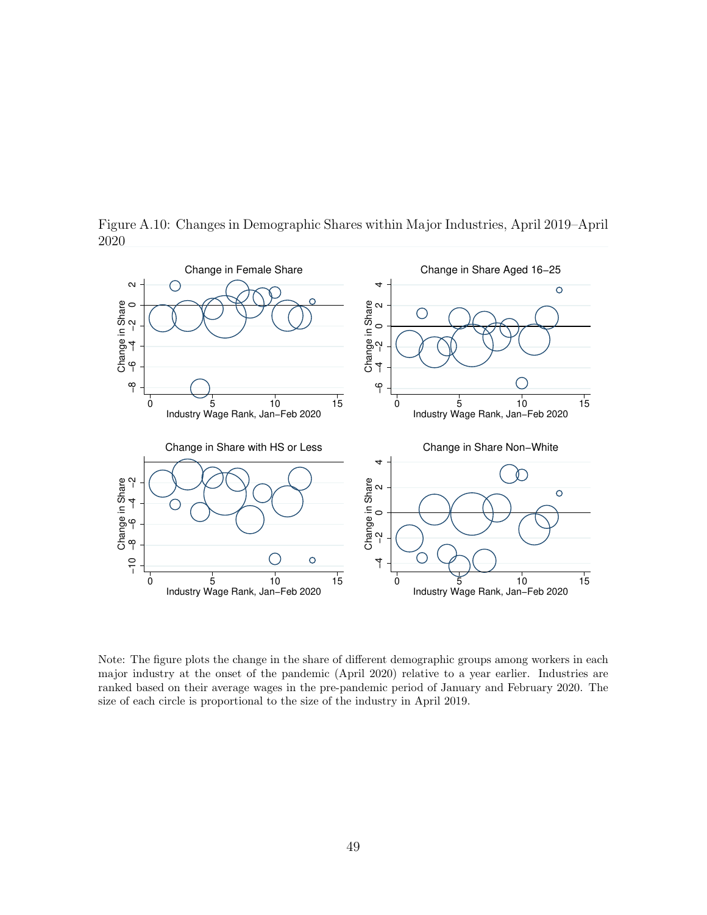Figure A.10: Changes in Demographic Shares within Major Industries, April 2019–April 2020

Note: The figure plots the change in the share of different demographic groups among workers in each major industry at the onset of the pandemic (April 2020) relative to a year earlier. Industries are ranked based on their average wages in the pre-pandemic period of January and February 2020. The size of each circle is proportional to the size of the industry in April 2019.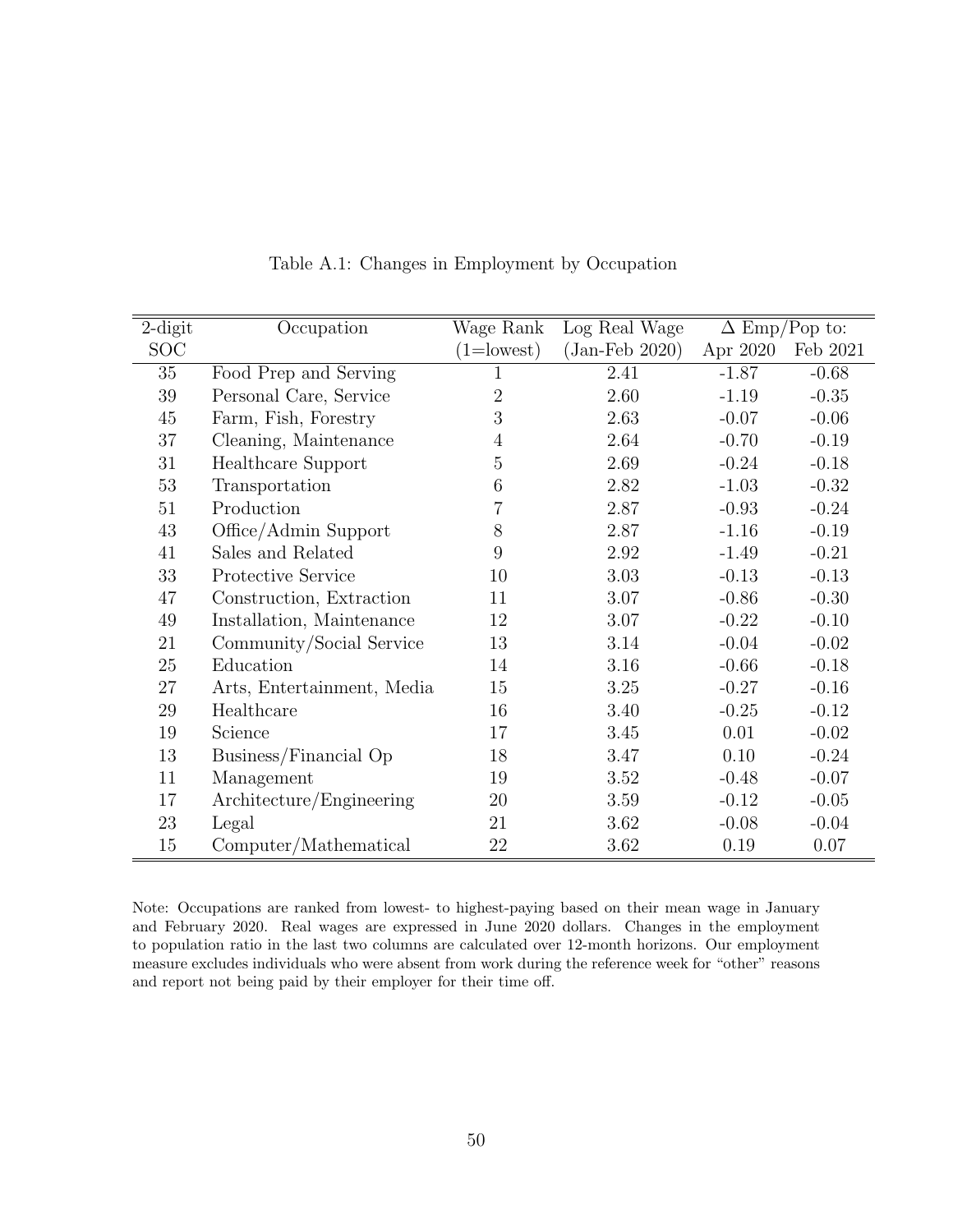Table A.1: Changes in Employment by Occupation

| 2-digit SOC | Occupation | Wage Rank (1=lowest) | Log Real Wage (Jan-Feb 2020) | $\Delta$ Emp/Pop to: Apr 2020 | Feb 2021 |
|---|---|---|---|---|---|
| 35 | Food Prep and Serving | 1 | 2.41 | -1.87 | -0.68 |
| 39 | Personal Care, Service | 2 | 2.60 | -1.19 | -0.35 |
| 45 | Farm, Fish, Forestry | 3 | 2.63 | -0.07 | -0.06 |
| 37 | Cleaning, Maintenance | 4 | 2.64 | -0.70 | -0.19 |
| 31 | Healthcare Support | 5 | 2.69 | -0.24 | -0.18 |
| 53 | Transportation | 6 | 2.82 | -1.03 | -0.32 |
| 51 | Production | 7 | 2.87 | -0.93 | -0.24 |
| 43 | Office/Admin Support | 8 | 2.87 | -1.16 | -0.19 |
| 41 | Sales and Related | 9 | 2.92 | -1.49 | -0.21 |
| 33 | Protective Service | 10 | 3.03 | -0.13 | -0.13 |
| 47 | Construction, Extraction | 11 | 3.07 | -0.86 | -0.30 |
| 49 | Installation, Maintenance | 12 | 3.07 | -0.22 | -0.10 |
| 21 | Community/Social Service | 13 | 3.14 | -0.04 | -0.02 |
| 25 | Education | 14 | 3.16 | -0.66 | -0.18 |
| 27 | Arts, Entertainment, Media | 15 | 3.25 | -0.27 | -0.16 |
| 29 | Healthcare | 16 | 3.40 | -0.25 | -0.12 |
| 19 | Science | 17 | 3.45 | 0.01 | -0.02 |
| 13 | Business/Financial Op | 18 | 3.47 | 0.10 | -0.24 |
| 11 | Management | 19 | 3.52 | -0.48 | -0.07 |
| 17 | Architecture/Engineering | 20 | 3.59 | -0.12 | -0.05 |
| 23 | Legal | 21 | 3.62 | -0.08 | -0.04 |
| 15 | Computer/Mathematical | 22 | 3.62 | 0.19 | 0.07 |

Note: Occupations are ranked from lowest- to highest-paying based on their mean wage in January and February 2020. Real wages are expressed in June 2020 dollars. Changes in the employment to population ratio in the last two columns are calculated over 12-month horizons. Our employment measure excludes individuals who were absent from work during the reference week for "other" reasons and report not being paid by their employer for their time off.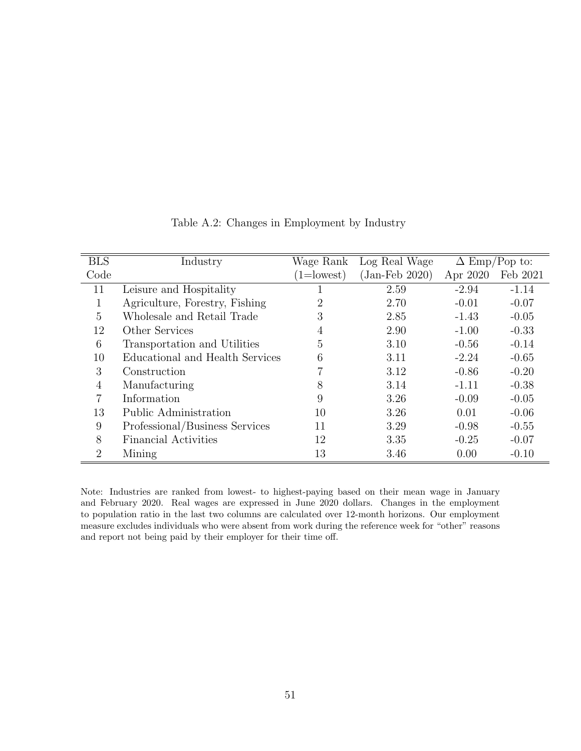Table A.2: Changes in Employment by Industry

| BLS Code | Industry | Wage Rank (1=lowest) | Log Real Wage (Jan-Feb 2020) | $\Delta$ Emp/Pop to: Apr 2020 | Feb 2021 |
|---|---|---|---|---|---|
| 11 | Leisure and Hospitality | 1 | 2.59 | -2.94 | -1.14 |
| 1 | Agriculture, Forestry, Fishing | 2 | 2.70 | -0.01 | -0.07 |
| 5 | Wholesale and Retail Trade | 3 | 2.85 | -1.43 | -0.05 |
| 12 | Other Services | 4 | 2.90 | -1.00 | -0.33 |
| 6 | Transportation and Utilities | 5 | 3.10 | -0.56 | -0.14 |
| 10 | Educational and Health Services | 6 | 3.11 | -2.24 | -0.65 |
| 3 | Construction | 7 | 3.12 | -0.86 | -0.20 |
| 4 | Manufacturing | 8 | 3.14 | -1.11 | -0.38 |
| 7 | Information | 9 | 3.26 | -0.09 | -0.05 |
| 13 | Public Administration | 10 | 3.26 | 0.01 | -0.06 |
| 9 | Professional/Business Services | 11 | 3.29 | -0.98 | -0.55 |
| 8 | Financial Activities | 12 | 3.35 | -0.25 | -0.07 |
| 2 | Mining | 13 | 3.46 | 0.00 | -0.10 |

Note: Industries are ranked from lowest- to highest-paying based on their mean wage in January and February 2020. Real wages are expressed in June 2020 dollars. Changes in the employment to population ratio in the last two columns are calculated over 12-month horizons. Our employment measure excludes individuals who were absent from work during the reference week for "other" reasons and report not being paid by their employer for their time off.